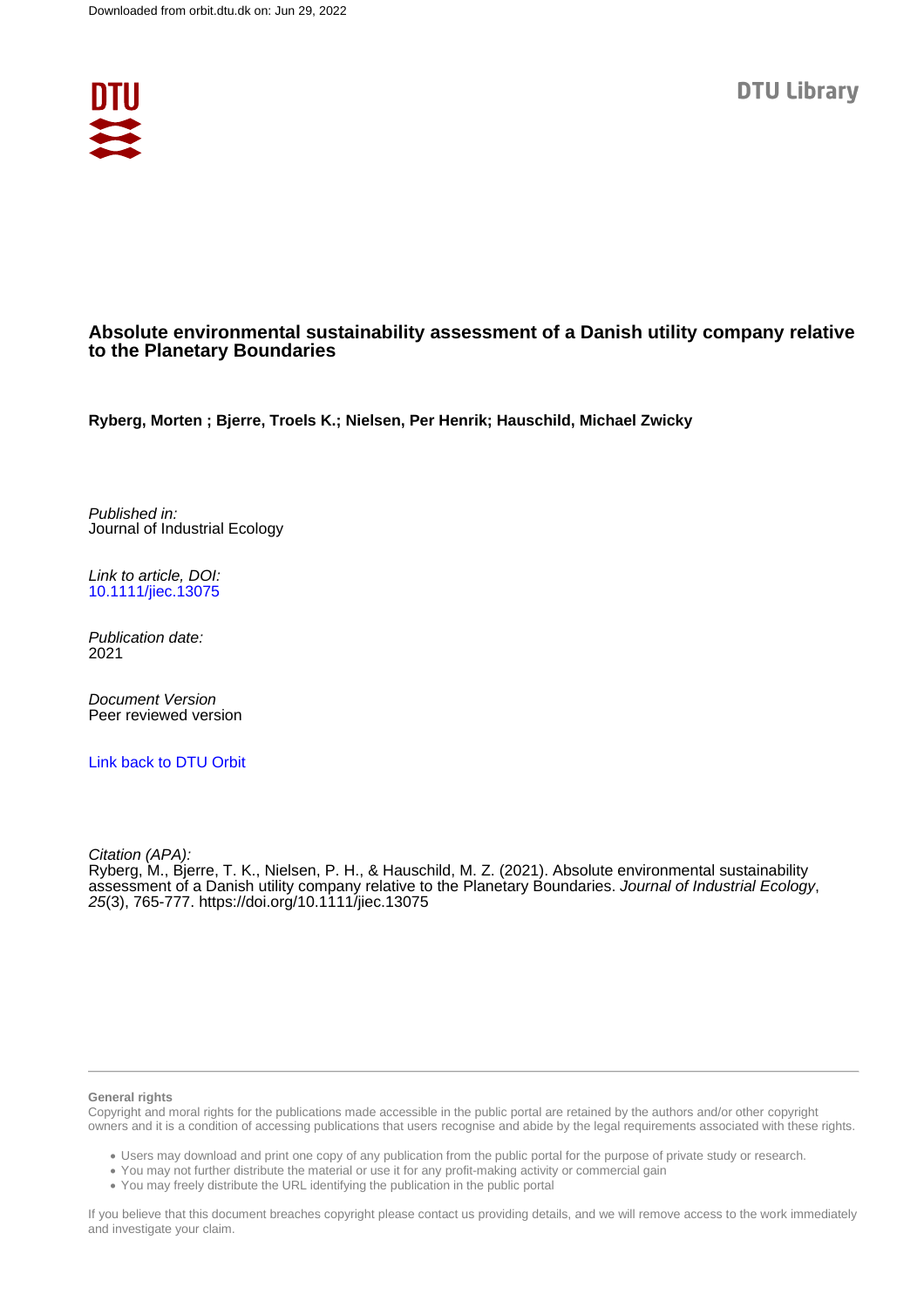Downloaded from orbit.dtu.dk on: Jun 29, 2022

# Absolute environmental sustainability assessment of a Danish utility company relative to the Planetary Boundaries

**Ryberg, Morten ; Bjerre, Troels K.; Nielsen, Per Henrik; Hauschild, Michael Zwicky**

*Published in:*
Journal of Industrial Ecology

*Link to article, DOI:*
10.1111/jiec.13075

*Publication date:*
2021

*Document Version*
Peer reviewed version

Link back to DTU Orbit

*Citation (APA):*
Ryberg, M., Bjerre, T. K., Nielsen, P. H., & Hauschild, M. Z. (2021). Absolute environmental sustainability assessment of a Danish utility company relative to the Planetary Boundaries. *Journal of Industrial Ecology*, *25*(3), 765-777. https://doi.org/10.1111/jiec.13075

**General rights**

Copyright and moral rights for the publications made accessible in the public portal are retained by the authors and/or other copyright owners and it is a condition of accessing publications that users recognise and abide by the legal requirements associated with these rights.

- Users may download and print one copy of any publication from the public portal for the purpose of private study or research.
- You may not further distribute the material or use it for any profit-making activity or commercial gain
- You may freely distribute the URL identifying the publication in the public portal

If you believe that this document breaches copyright please contact us providing details, and we will remove access to the work immediately and investigate your claim.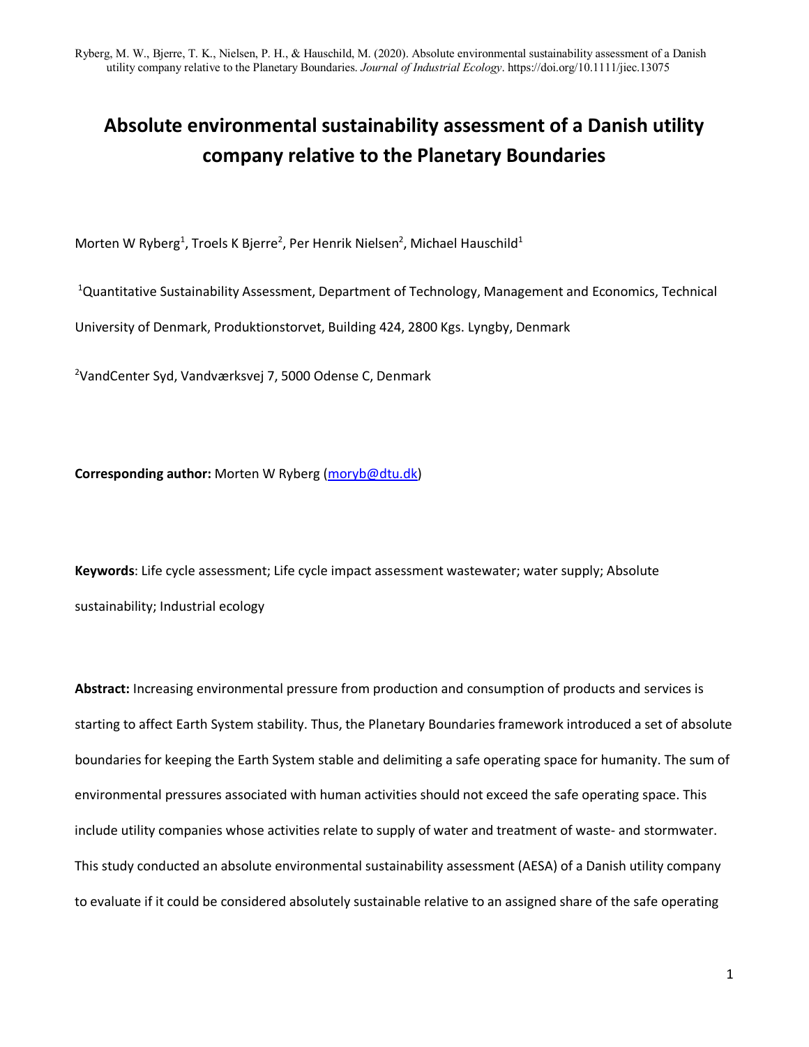# Absolute environmental sustainability assessment of a Danish utility company relative to the Planetary Boundaries

Morten W Ryberg[1], Troels K Bjerre[2], Per Henrik Nielsen[2], Michael Hauschild[1]

[1]Quantitative Sustainability Assessment, Department of Technology, Management and Economics, Technical University of Denmark, Produktionstorvet, Building 424, 2800 Kgs. Lyngby, Denmark

[2]VandCenter Syd, Vandværksvej 7, 5000 Odense C, Denmark

**Corresponding author:** Morten W Ryberg (moryb@dtu.dk)

**Keywords**: Life cycle assessment; Life cycle impact assessment wastewater; water supply; Absolute sustainability; Industrial ecology

**Abstract:** Increasing environmental pressure from production and consumption of products and services is starting to affect Earth System stability. Thus, the Planetary Boundaries framework introduced a set of absolute boundaries for keeping the Earth System stable and delimiting a safe operating space for humanity. The sum of environmental pressures associated with human activities should not exceed the safe operating space. This include utility companies whose activities relate to supply of water and treatment of waste- and stormwater. This study conducted an absolute environmental sustainability assessment (AESA) of a Danish utility company to evaluate if it could be considered absolutely sustainable relative to an assigned share of the safe operating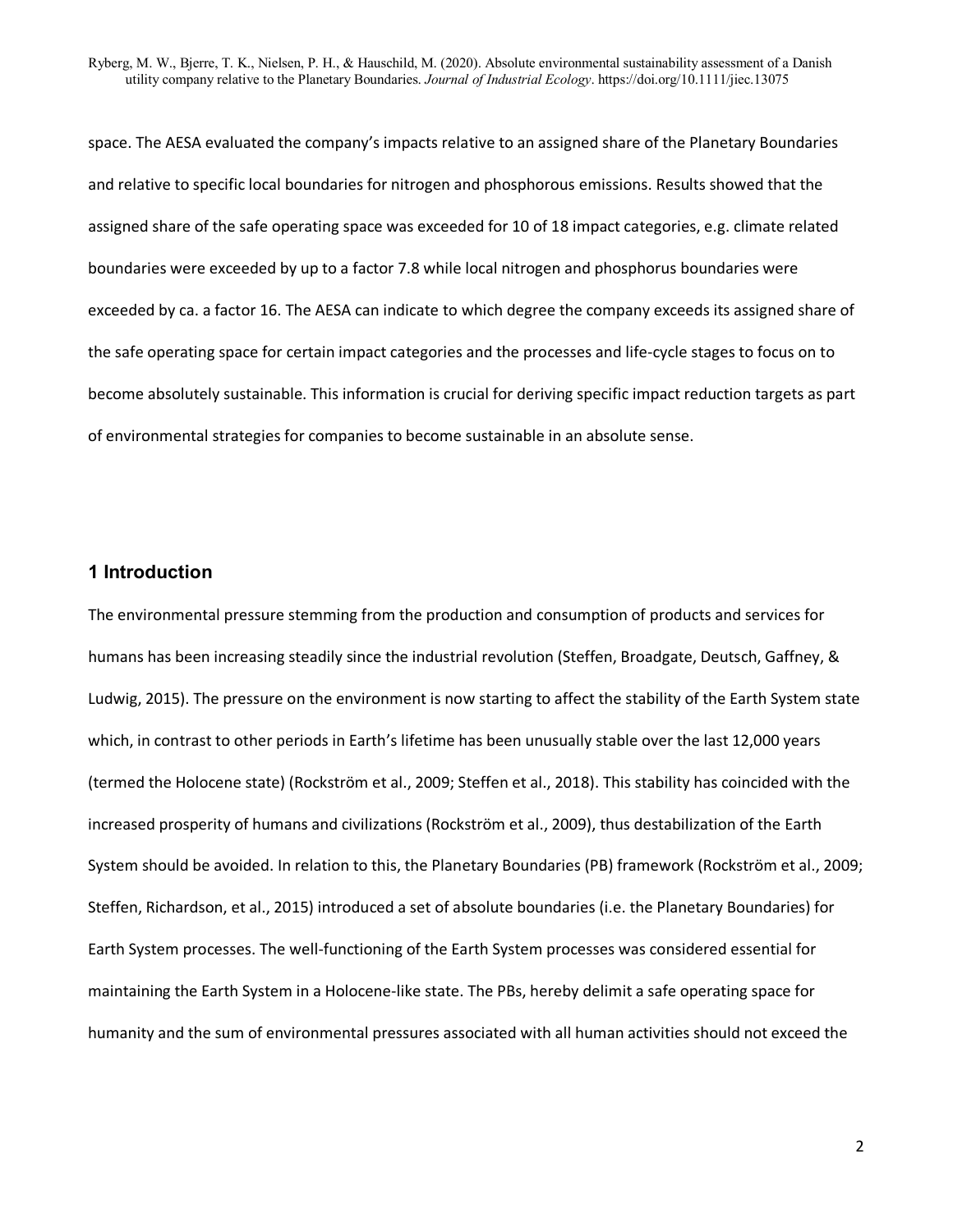space. The AESA evaluated the company's impacts relative to an assigned share of the Planetary Boundaries and relative to specific local boundaries for nitrogen and phosphorous emissions. Results showed that the assigned share of the safe operating space was exceeded for 10 of 18 impact categories, e.g. climate related boundaries were exceeded by up to a factor 7.8 while local nitrogen and phosphorus boundaries were exceeded by ca. a factor 16. The AESA can indicate to which degree the company exceeds its assigned share of the safe operating space for certain impact categories and the processes and life-cycle stages to focus on to become absolutely sustainable. This information is crucial for deriving specific impact reduction targets as part of environmental strategies for companies to become sustainable in an absolute sense.

## 1 Introduction

The environmental pressure stemming from the production and consumption of products and services for humans has been increasing steadily since the industrial revolution (Steffen, Broadgate, Deutsch, Gaffney, & Ludwig, 2015). The pressure on the environment is now starting to affect the stability of the Earth System state which, in contrast to other periods in Earth's lifetime has been unusually stable over the last 12,000 years (termed the Holocene state) (Rockström et al., 2009; Steffen et al., 2018). This stability has coincided with the increased prosperity of humans and civilizations (Rockström et al., 2009), thus destabilization of the Earth System should be avoided. In relation to this, the Planetary Boundaries (PB) framework (Rockström et al., 2009; Steffen, Richardson, et al., 2015) introduced a set of absolute boundaries (i.e. the Planetary Boundaries) for Earth System processes. The well-functioning of the Earth System processes was considered essential for maintaining the Earth System in a Holocene-like state. The PBs, hereby delimit a safe operating space for humanity and the sum of environmental pressures associated with all human activities should not exceed the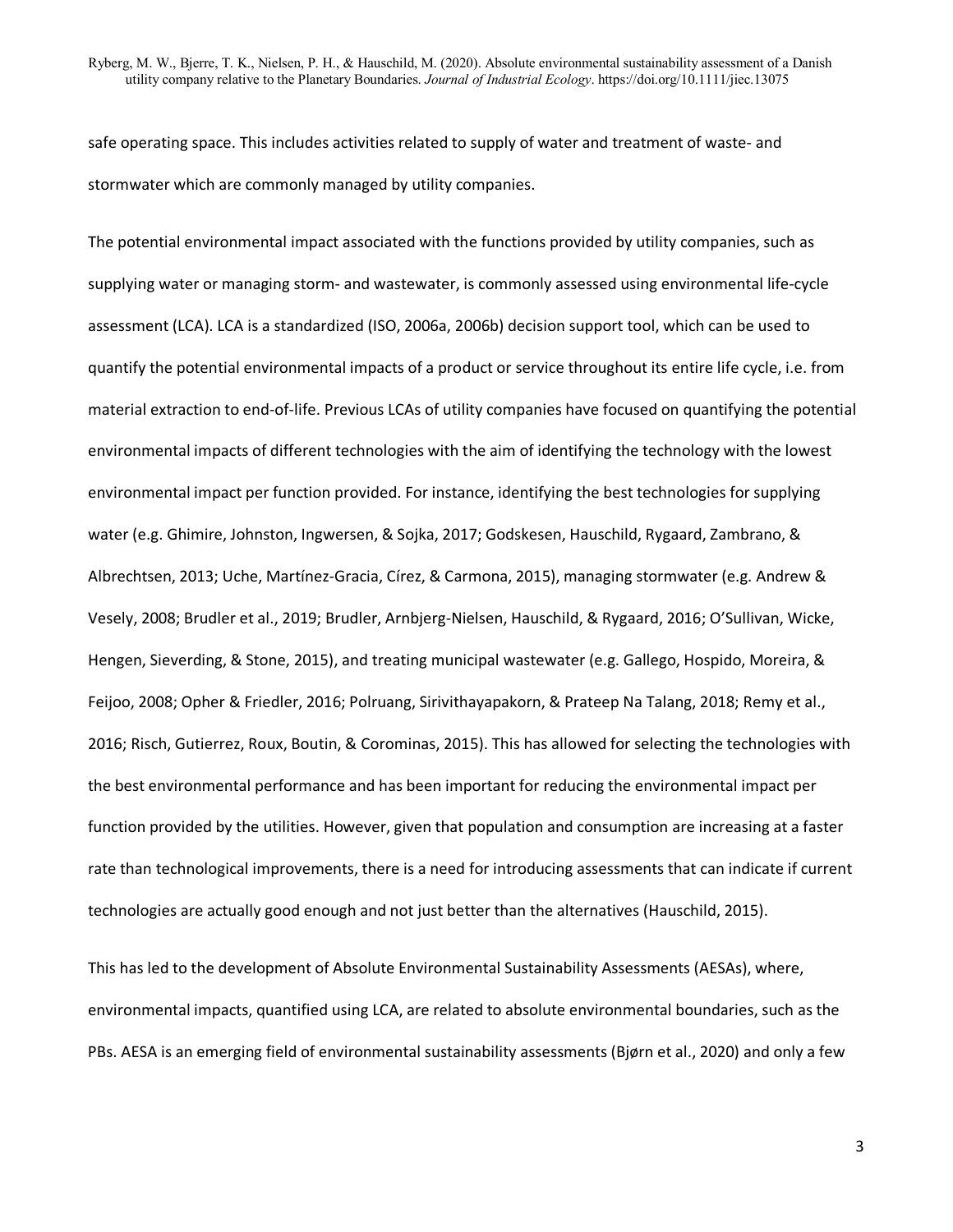safe operating space. This includes activities related to supply of water and treatment of waste- and stormwater which are commonly managed by utility companies.

The potential environmental impact associated with the functions provided by utility companies, such as supplying water or managing storm- and wastewater, is commonly assessed using environmental life-cycle assessment (LCA). LCA is a standardized (ISO, 2006a, 2006b) decision support tool, which can be used to quantify the potential environmental impacts of a product or service throughout its entire life cycle, i.e. from material extraction to end-of-life. Previous LCAs of utility companies have focused on quantifying the potential environmental impacts of different technologies with the aim of identifying the technology with the lowest environmental impact per function provided. For instance, identifying the best technologies for supplying water (e.g. Ghimire, Johnston, Ingwersen, & Sojka, 2017; Godskesen, Hauschild, Rygaard, Zambrano, & Albrechtsen, 2013; Uche, Martínez-Gracia, Círez, & Carmona, 2015), managing stormwater (e.g. Andrew & Vesely, 2008; Brudler et al., 2019; Brudler, Arnbjerg-Nielsen, Hauschild, & Rygaard, 2016; O'Sullivan, Wicke, Hengen, Sieverding, & Stone, 2015), and treating municipal wastewater (e.g. Gallego, Hospido, Moreira, & Feijoo, 2008; Opher & Friedler, 2016; Polruang, Sirivithayapakorn, & Prateep Na Talang, 2018; Remy et al., 2016; Risch, Gutierrez, Roux, Boutin, & Corominas, 2015). This has allowed for selecting the technologies with the best environmental performance and has been important for reducing the environmental impact per function provided by the utilities. However, given that population and consumption are increasing at a faster rate than technological improvements, there is a need for introducing assessments that can indicate if current technologies are actually good enough and not just better than the alternatives (Hauschild, 2015).

This has led to the development of Absolute Environmental Sustainability Assessments (AESAs), where, environmental impacts, quantified using LCA, are related to absolute environmental boundaries, such as the PBs. AESA is an emerging field of environmental sustainability assessments (Bjørn et al., 2020) and only a few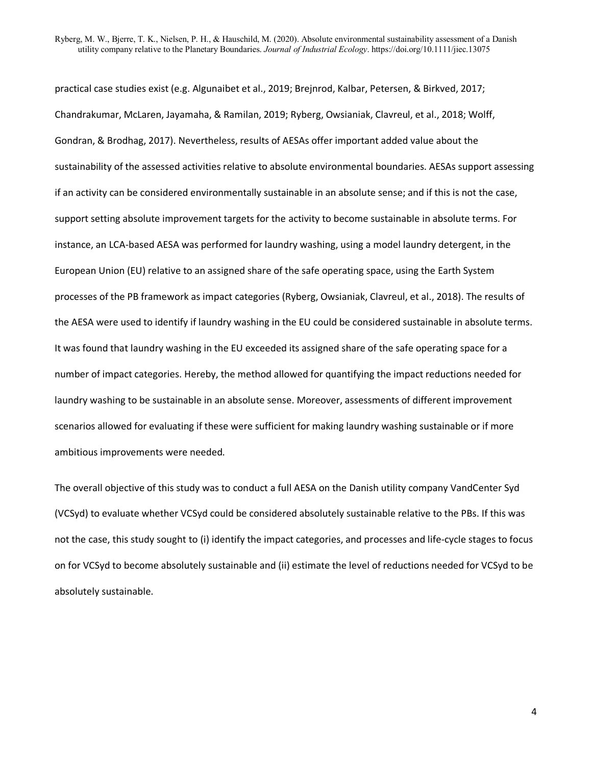practical case studies exist (e.g. Algunaibet et al., 2019; Brejnrod, Kalbar, Petersen, & Birkved, 2017; Chandrakumar, McLaren, Jayamaha, & Ramilan, 2019; Ryberg, Owsianiak, Clavreul, et al., 2018; Wolff, Gondran, & Brodhag, 2017). Nevertheless, results of AESAs offer important added value about the sustainability of the assessed activities relative to absolute environmental boundaries. AESAs support assessing if an activity can be considered environmentally sustainable in an absolute sense; and if this is not the case, support setting absolute improvement targets for the activity to become sustainable in absolute terms. For instance, an LCA-based AESA was performed for laundry washing, using a model laundry detergent, in the European Union (EU) relative to an assigned share of the safe operating space, using the Earth System processes of the PB framework as impact categories (Ryberg, Owsianiak, Clavreul, et al., 2018). The results of the AESA were used to identify if laundry washing in the EU could be considered sustainable in absolute terms. It was found that laundry washing in the EU exceeded its assigned share of the safe operating space for a number of impact categories. Hereby, the method allowed for quantifying the impact reductions needed for laundry washing to be sustainable in an absolute sense. Moreover, assessments of different improvement scenarios allowed for evaluating if these were sufficient for making laundry washing sustainable or if more ambitious improvements were needed.

The overall objective of this study was to conduct a full AESA on the Danish utility company VandCenter Syd (VCSyd) to evaluate whether VCSyd could be considered absolutely sustainable relative to the PBs. If this was not the case, this study sought to (i) identify the impact categories, and processes and life-cycle stages to focus on for VCSyd to become absolutely sustainable and (ii) estimate the level of reductions needed for VCSyd to be absolutely sustainable.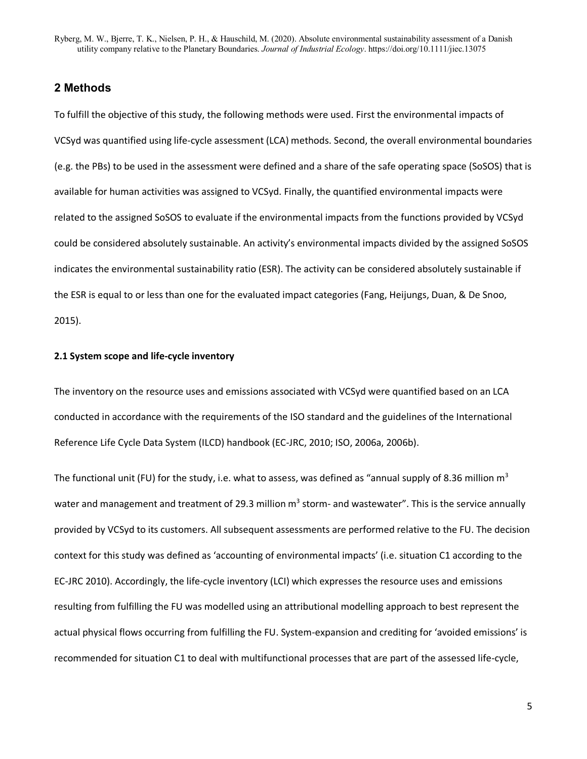## 2 Methods

To fulfill the objective of this study, the following methods were used. First the environmental impacts of VCSyd was quantified using life-cycle assessment (LCA) methods. Second, the overall environmental boundaries (e.g. the PBs) to be used in the assessment were defined and a share of the safe operating space (SoSOS) that is available for human activities was assigned to VCSyd. Finally, the quantified environmental impacts were related to the assigned SoSOS to evaluate if the environmental impacts from the functions provided by VCSyd could be considered absolutely sustainable. An activity's environmental impacts divided by the assigned SoSOS indicates the environmental sustainability ratio (ESR). The activity can be considered absolutely sustainable if the ESR is equal to or less than one for the evaluated impact categories (Fang, Heijungs, Duan, & De Snoo, 2015).

### 2.1 System scope and life-cycle inventory

The inventory on the resource uses and emissions associated with VCSyd were quantified based on an LCA conducted in accordance with the requirements of the ISO standard and the guidelines of the International Reference Life Cycle Data System (ILCD) handbook (EC-JRC, 2010; ISO, 2006a, 2006b).

The functional unit (FU) for the study, i.e. what to assess, was defined as "annual supply of 8.36 million $m^3$ water and management and treatment of 29.3 million $m^3$ storm- and wastewater". This is the service annually provided by VCSyd to its customers. All subsequent assessments are performed relative to the FU. The decision context for this study was defined as 'accounting of environmental impacts' (i.e. situation C1 according to the EC-JRC 2010). Accordingly, the life-cycle inventory (LCI) which expresses the resource uses and emissions resulting from fulfilling the FU was modelled using an attributional modelling approach to best represent the actual physical flows occurring from fulfilling the FU. System-expansion and crediting for 'avoided emissions' is recommended for situation C1 to deal with multifunctional processes that are part of the assessed life-cycle,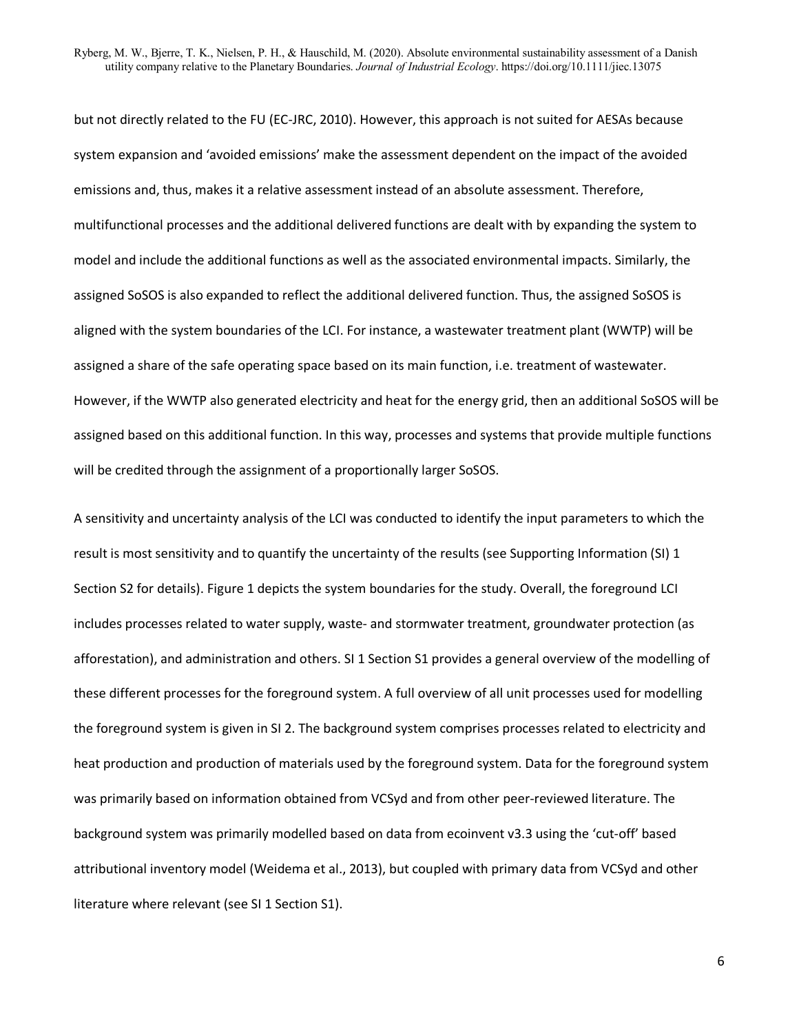but not directly related to the FU (EC-JRC, 2010). However, this approach is not suited for AESAs because system expansion and 'avoided emissions' make the assessment dependent on the impact of the avoided emissions and, thus, makes it a relative assessment instead of an absolute assessment. Therefore, multifunctional processes and the additional delivered functions are dealt with by expanding the system to model and include the additional functions as well as the associated environmental impacts. Similarly, the assigned SoSOS is also expanded to reflect the additional delivered function. Thus, the assigned SoSOS is aligned with the system boundaries of the LCI. For instance, a wastewater treatment plant (WWTP) will be assigned a share of the safe operating space based on its main function, i.e. treatment of wastewater. However, if the WWTP also generated electricity and heat for the energy grid, then an additional SoSOS will be assigned based on this additional function. In this way, processes and systems that provide multiple functions will be credited through the assignment of a proportionally larger SoSOS.

A sensitivity and uncertainty analysis of the LCI was conducted to identify the input parameters to which the result is most sensitivity and to quantify the uncertainty of the results (see Supporting Information (SI) 1 Section S2 for details). Figure 1 depicts the system boundaries for the study. Overall, the foreground LCI includes processes related to water supply, waste- and stormwater treatment, groundwater protection (as afforestation), and administration and others. SI 1 Section S1 provides a general overview of the modelling of these different processes for the foreground system. A full overview of all unit processes used for modelling the foreground system is given in SI 2. The background system comprises processes related to electricity and heat production and production of materials used by the foreground system. Data for the foreground system was primarily based on information obtained from VCSyd and from other peer-reviewed literature. The background system was primarily modelled based on data from ecoinvent v3.3 using the 'cut-off' based attributional inventory model (Weidema et al., 2013), but coupled with primary data from VCSyd and other literature where relevant (see SI 1 Section S1).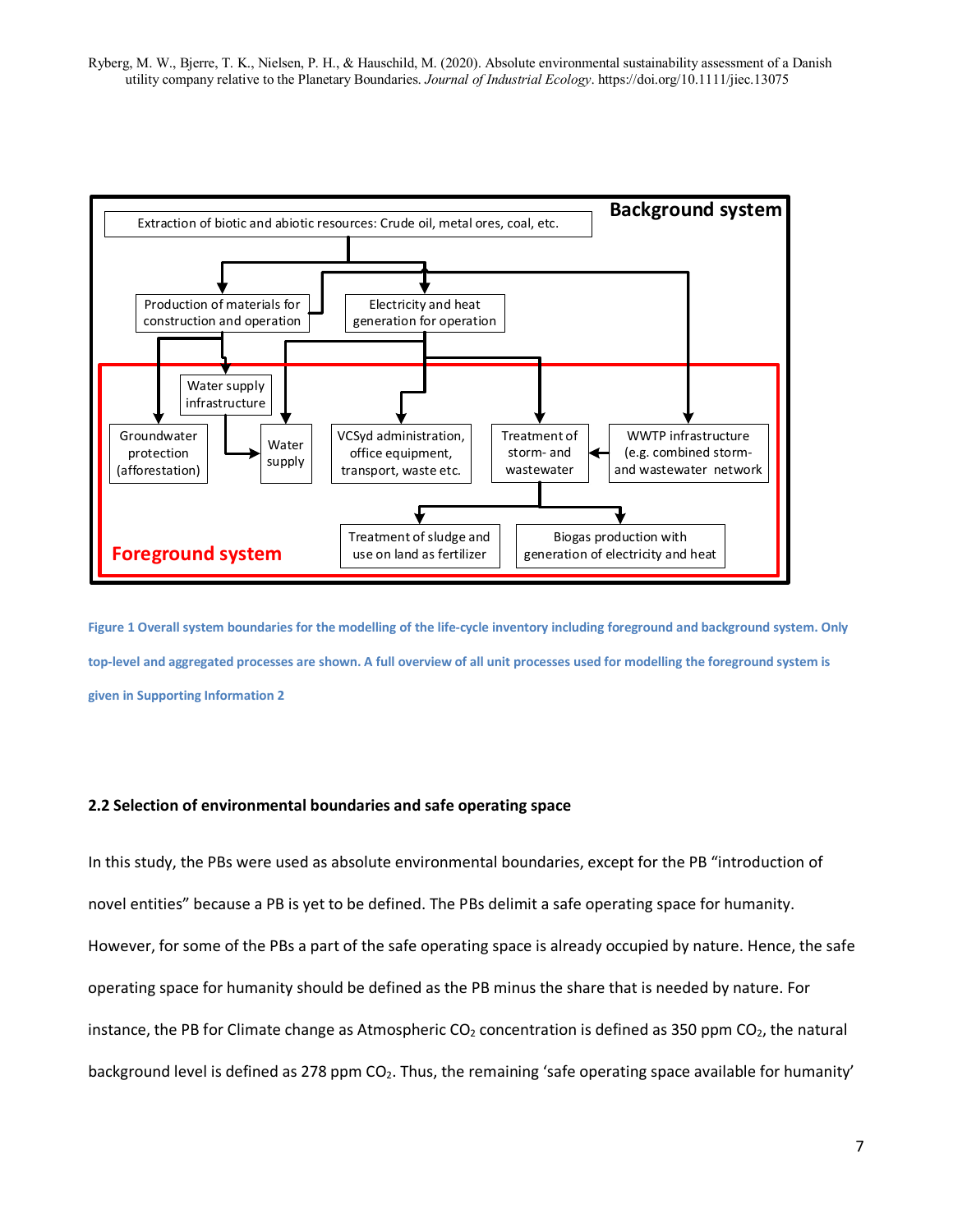Extraction of biotic and abiotic resources: Crude oil, metal ores, coal, etc.

Background system

Production of materials for construction and operation

Electricity and heat generation for operation

Water supply infrastructure

Groundwater protection (afforestation)

Water supply

VCSyd administration, office equipment, transport, waste etc.

Treatment of storm- and wastewater

WWTP infrastructure (e.g. combined storm- and wastewater network

Treatment of sludge and use on land as fertilizer

Biogas production with generation of electricity and heat

Foreground system

**Figure 1 Overall system boundaries for the modelling of the life-cycle inventory including foreground and background system. Only top-level and aggregated processes are shown. A full overview of all unit processes used for modelling the foreground system is given in Supporting Information 2**

### 2.2 Selection of environmental boundaries and safe operating space

In this study, the PBs were used as absolute environmental boundaries, except for the PB "introduction of novel entities" because a PB is yet to be defined. The PBs delimit a safe operating space for humanity. However, for some of the PBs a part of the safe operating space is already occupied by nature. Hence, the safe operating space for humanity should be defined as the PB minus the share that is needed by nature. For instance, the PB for Climate change as Atmospheric $CO_2$ concentration is defined as 350 ppm $CO_2$, the natural background level is defined as 278 ppm $CO_2$. Thus, the remaining 'safe operating space available for humanity'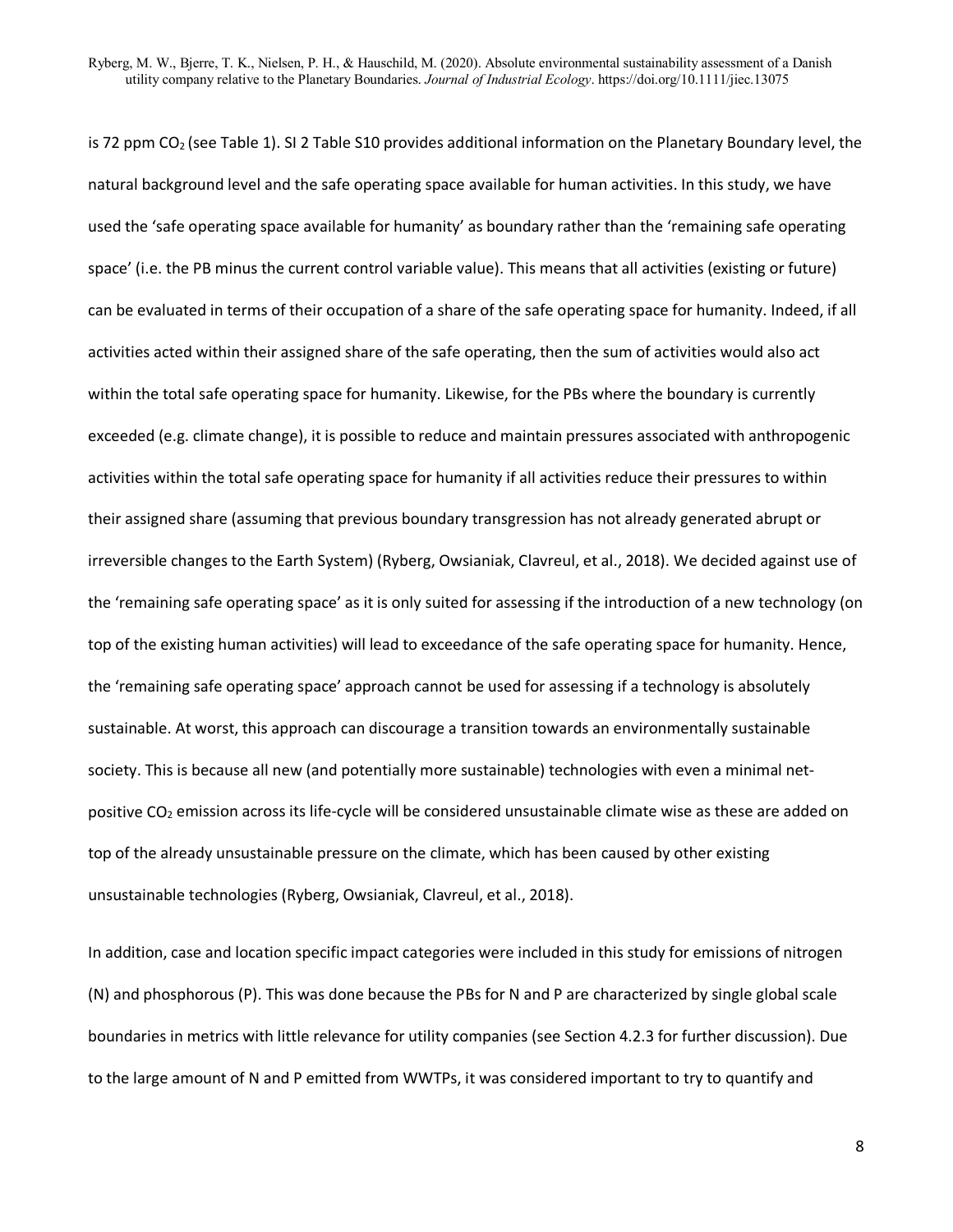is 72 ppm $CO_2$ (see Table 1). SI 2 Table S10 provides additional information on the Planetary Boundary level, the natural background level and the safe operating space available for human activities. In this study, we have used the 'safe operating space available for humanity' as boundary rather than the 'remaining safe operating space' (i.e. the PB minus the current control variable value). This means that all activities (existing or future) can be evaluated in terms of their occupation of a share of the safe operating space for humanity. Indeed, if all activities acted within their assigned share of the safe operating, then the sum of activities would also act within the total safe operating space for humanity. Likewise, for the PBs where the boundary is currently exceeded (e.g. climate change), it is possible to reduce and maintain pressures associated with anthropogenic activities within the total safe operating space for humanity if all activities reduce their pressures to within their assigned share (assuming that previous boundary transgression has not already generated abrupt or irreversible changes to the Earth System) (Ryberg, Owsianiak, Clavreul, et al., 2018). We decided against use of the 'remaining safe operating space' as it is only suited for assessing if the introduction of a new technology (on top of the existing human activities) will lead to exceedance of the safe operating space for humanity. Hence, the 'remaining safe operating space' approach cannot be used for assessing if a technology is absolutely sustainable. At worst, this approach can discourage a transition towards an environmentally sustainable society. This is because all new (and potentially more sustainable) technologies with even a minimal net-positive $CO_2$ emission across its life-cycle will be considered unsustainable climate wise as these are added on top of the already unsustainable pressure on the climate, which has been caused by other existing unsustainable technologies (Ryberg, Owsianiak, Clavreul, et al., 2018).

In addition, case and location specific impact categories were included in this study for emissions of nitrogen (N) and phosphorous (P). This was done because the PBs for N and P are characterized by single global scale boundaries in metrics with little relevance for utility companies (see Section 4.2.3 for further discussion). Due to the large amount of N and P emitted from WWTPs, it was considered important to try to quantify and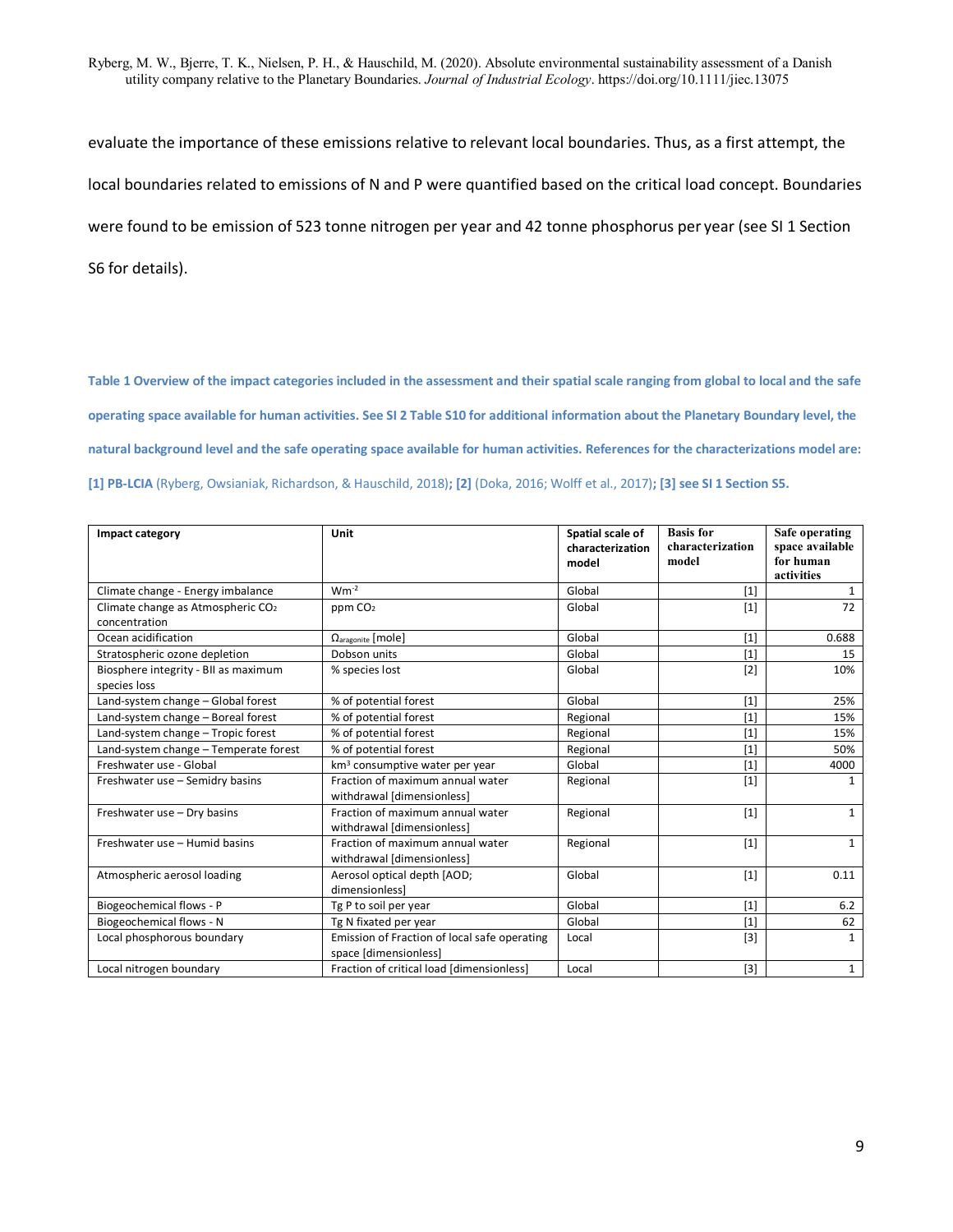evaluate the importance of these emissions relative to relevant local boundaries. Thus, as a first attempt, the local boundaries related to emissions of N and P were quantified based on the critical load concept. Boundaries were found to be emission of 523 tonne nitrogen per year and 42 tonne phosphorus per year (see SI 1 Section S6 for details).

**Table 1 Overview of the impact categories included in the assessment and their spatial scale ranging from global to local and the safe operating space available for human activities. See SI 2 Table S10 for additional information about the Planetary Boundary level, the natural background level and the safe operating space available for human activities. References for the characterizations model are: [1] PB-LCIA** (Ryberg, Owsianiak, Richardson, & Hauschild, 2018)**; [2]** (Doka, 2016; Wolff et al., 2017)**; [3] see SI 1 Section S5.**

| Impact category | Unit | Spatial scale of characterization model | Basis for characterization model | Safe operating space available for human activities |
|---|---|---|---|---|
| Climate change - Energy imbalance | $Wm^{-2}$ | Global | [1] | 1 |
| Climate change as Atmospheric $CO_2$ concentration | ppm $CO_2$ | Global | [1] | 72 |
| Ocean acidification | $\Omega_{aragonite}$ [mole] | Global | [1] | 0.688 |
| Stratospheric ozone depletion | Dobson units | Global | [1] | 15 |
| Biosphere integrity - BII as maximum species loss | % species lost | Global | [2] | 10% |
| Land-system change – Global forest | % of potential forest | Global | [1] | 25% |
| Land-system change – Boreal forest | % of potential forest | Regional | [1] | 15% |
| Land-system change – Tropic forest | % of potential forest | Regional | [1] | 15% |
| Land-system change – Temperate forest | % of potential forest | Regional | [1] | 50% |
| Freshwater use - Global | $km^3$ consumptive water per year | Global | [1] | 4000 |
| Freshwater use – Semidry basins | Fraction of maximum annual water withdrawal [dimensionless] | Regional | [1] | 1 |
| Freshwater use – Dry basins | Fraction of maximum annual water withdrawal [dimensionless] | Regional | [1] | 1 |
| Freshwater use – Humid basins | Fraction of maximum annual water withdrawal [dimensionless] | Regional | [1] | 1 |
| Atmospheric aerosol loading | Aerosol optical depth [AOD; dimensionless] | Global | [1] | 0.11 |
| Biogeochemical flows - P | Tg P to soil per year | Global | [1] | 6.2 |
| Biogeochemical flows - N | Tg N fixated per year | Global | [1] | 62 |
| Local phosphorous boundary | Emission of Fraction of local safe operating space [dimensionless] | Local | [3] | 1 |
| Local nitrogen boundary | Fraction of critical load [dimensionless] | Local | [3] | 1 |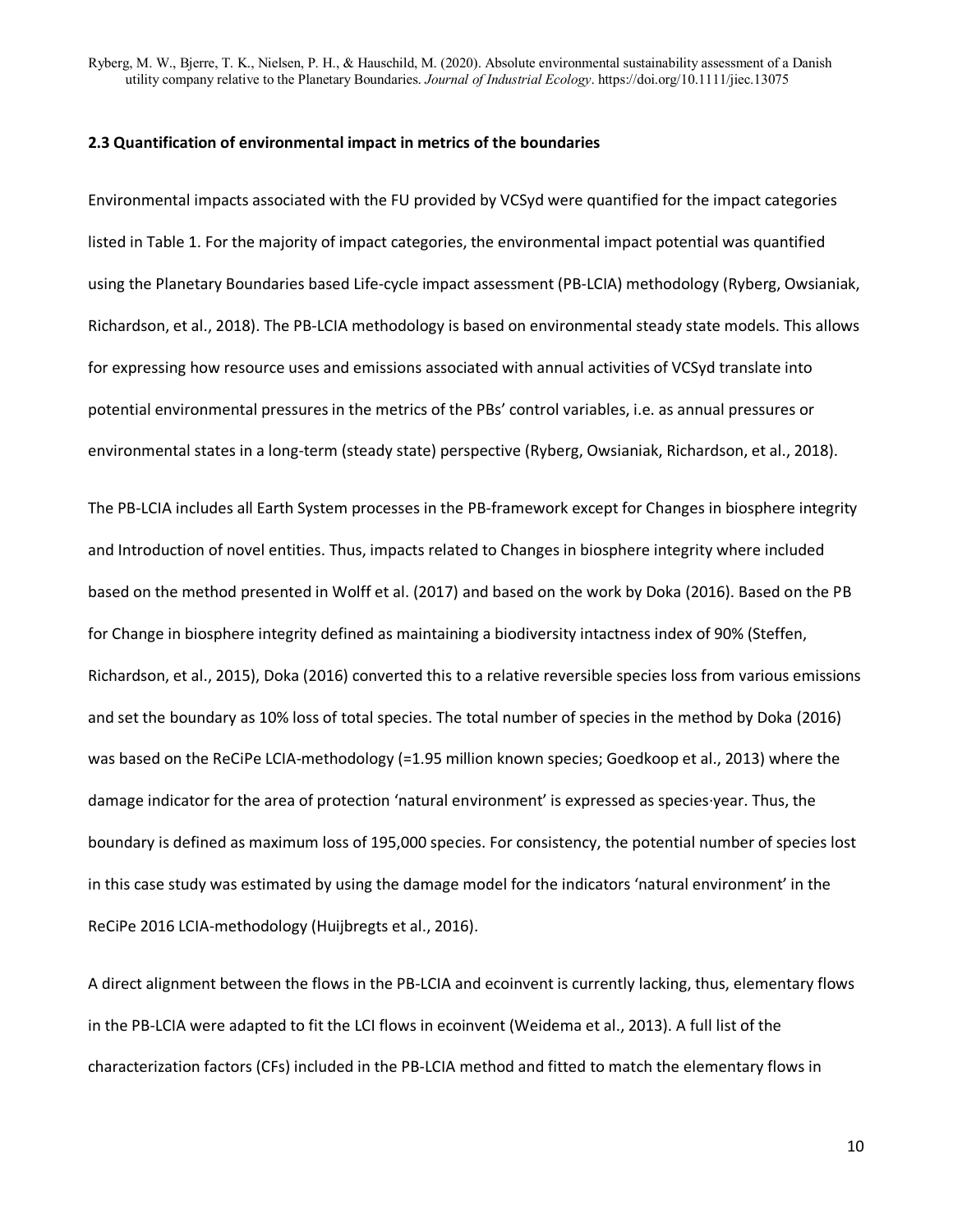### 2.3 Quantification of environmental impact in metrics of the boundaries

Environmental impacts associated with the FU provided by VCSyd were quantified for the impact categories listed in Table 1. For the majority of impact categories, the environmental impact potential was quantified using the Planetary Boundaries based Life-cycle impact assessment (PB-LCIA) methodology (Ryberg, Owsianiak, Richardson, et al., 2018). The PB-LCIA methodology is based on environmental steady state models. This allows for expressing how resource uses and emissions associated with annual activities of VCSyd translate into potential environmental pressures in the metrics of the PBs' control variables, i.e. as annual pressures or environmental states in a long-term (steady state) perspective (Ryberg, Owsianiak, Richardson, et al., 2018).

The PB-LCIA includes all Earth System processes in the PB-framework except for Changes in biosphere integrity and Introduction of novel entities. Thus, impacts related to Changes in biosphere integrity where included based on the method presented in Wolff et al. (2017) and based on the work by Doka (2016). Based on the PB for Change in biosphere integrity defined as maintaining a biodiversity intactness index of 90% (Steffen, Richardson, et al., 2015), Doka (2016) converted this to a relative reversible species loss from various emissions and set the boundary as 10% loss of total species. The total number of species in the method by Doka (2016) was based on the ReCiPe LCIA-methodology (=1.95 million known species; Goedkoop et al., 2013) where the damage indicator for the area of protection 'natural environment' is expressed as species·year. Thus, the boundary is defined as maximum loss of 195,000 species. For consistency, the potential number of species lost in this case study was estimated by using the damage model for the indicators 'natural environment' in the ReCiPe 2016 LCIA-methodology (Huijbregts et al., 2016).

A direct alignment between the flows in the PB-LCIA and ecoinvent is currently lacking, thus, elementary flows in the PB-LCIA were adapted to fit the LCI flows in ecoinvent (Weidema et al., 2013). A full list of the characterization factors (CFs) included in the PB-LCIA method and fitted to match the elementary flows in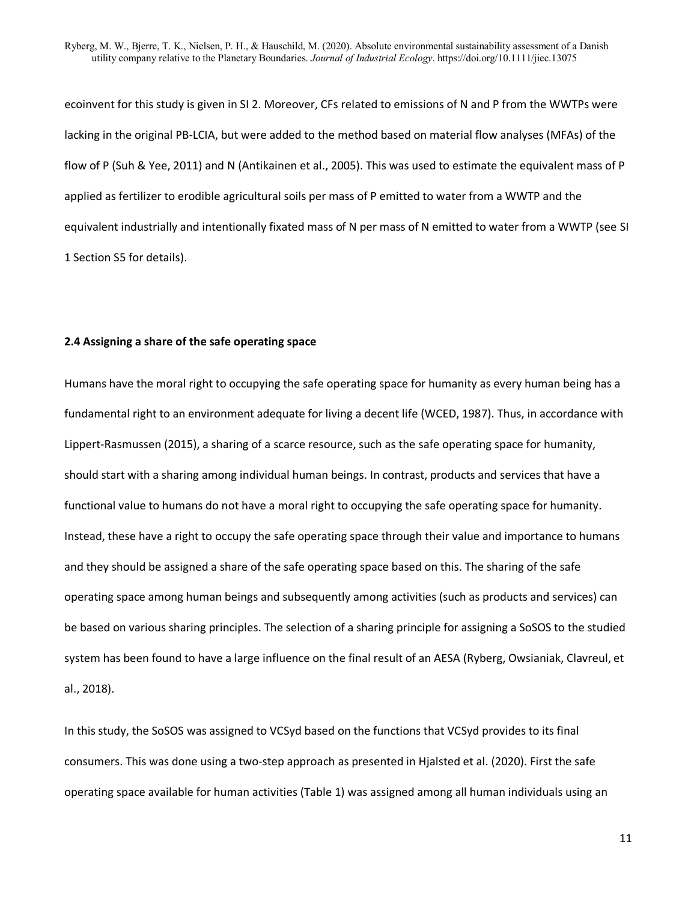ecoinvent for this study is given in SI 2. Moreover, CFs related to emissions of N and P from the WWTPs were lacking in the original PB-LCIA, but were added to the method based on material flow analyses (MFAs) of the flow of P (Suh & Yee, 2011) and N (Antikainen et al., 2005). This was used to estimate the equivalent mass of P applied as fertilizer to erodible agricultural soils per mass of P emitted to water from a WWTP and the equivalent industrially and intentionally fixated mass of N per mass of N emitted to water from a WWTP (see SI 1 Section S5 for details).

### 2.4 Assigning a share of the safe operating space

Humans have the moral right to occupying the safe operating space for humanity as every human being has a fundamental right to an environment adequate for living a decent life (WCED, 1987). Thus, in accordance with Lippert-Rasmussen (2015), a sharing of a scarce resource, such as the safe operating space for humanity, should start with a sharing among individual human beings. In contrast, products and services that have a functional value to humans do not have a moral right to occupying the safe operating space for humanity. Instead, these have a right to occupy the safe operating space through their value and importance to humans and they should be assigned a share of the safe operating space based on this. The sharing of the safe operating space among human beings and subsequently among activities (such as products and services) can be based on various sharing principles. The selection of a sharing principle for assigning a SoSOS to the studied system has been found to have a large influence on the final result of an AESA (Ryberg, Owsianiak, Clavreul, et al., 2018).

In this study, the SoSOS was assigned to VCSyd based on the functions that VCSyd provides to its final consumers. This was done using a two-step approach as presented in Hjalsted et al. (2020). First the safe operating space available for human activities (Table 1) was assigned among all human individuals using an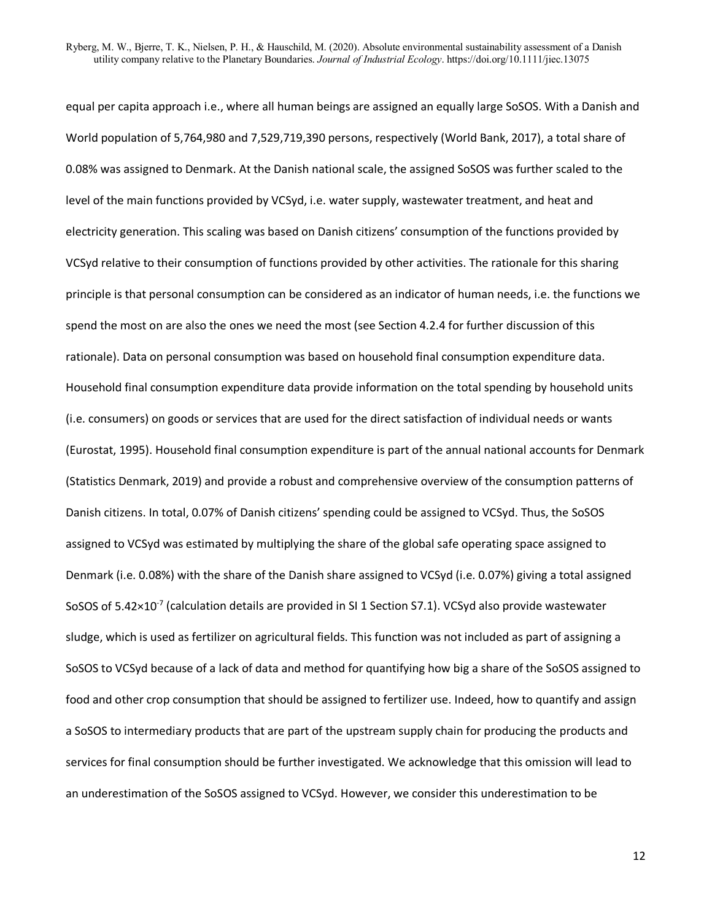equal per capita approach i.e., where all human beings are assigned an equally large SoSOS. With a Danish and World population of 5,764,980 and 7,529,719,390 persons, respectively (World Bank, 2017), a total share of 0.08% was assigned to Denmark. At the Danish national scale, the assigned SoSOS was further scaled to the level of the main functions provided by VCSyd, i.e. water supply, wastewater treatment, and heat and electricity generation. This scaling was based on Danish citizens' consumption of the functions provided by VCSyd relative to their consumption of functions provided by other activities. The rationale for this sharing principle is that personal consumption can be considered as an indicator of human needs, i.e. the functions we spend the most on are also the ones we need the most (see Section 4.2.4 for further discussion of this rationale). Data on personal consumption was based on household final consumption expenditure data. Household final consumption expenditure data provide information on the total spending by household units (i.e. consumers) on goods or services that are used for the direct satisfaction of individual needs or wants (Eurostat, 1995). Household final consumption expenditure is part of the annual national accounts for Denmark (Statistics Denmark, 2019) and provide a robust and comprehensive overview of the consumption patterns of Danish citizens. In total, 0.07% of Danish citizens' spending could be assigned to VCSyd. Thus, the SoSOS assigned to VCSyd was estimated by multiplying the share of the global safe operating space assigned to Denmark (i.e. 0.08%) with the share of the Danish share assigned to VCSyd (i.e. 0.07%) giving a total assigned SoSOS of $5.42 \times 10^{-7}$ (calculation details are provided in SI 1 Section S7.1). VCSyd also provide wastewater sludge, which is used as fertilizer on agricultural fields. This function was not included as part of assigning a SoSOS to VCSyd because of a lack of data and method for quantifying how big a share of the SoSOS assigned to food and other crop consumption that should be assigned to fertilizer use. Indeed, how to quantify and assign a SoSOS to intermediary products that are part of the upstream supply chain for producing the products and services for final consumption should be further investigated. We acknowledge that this omission will lead to an underestimation of the SoSOS assigned to VCSyd. However, we consider this underestimation to be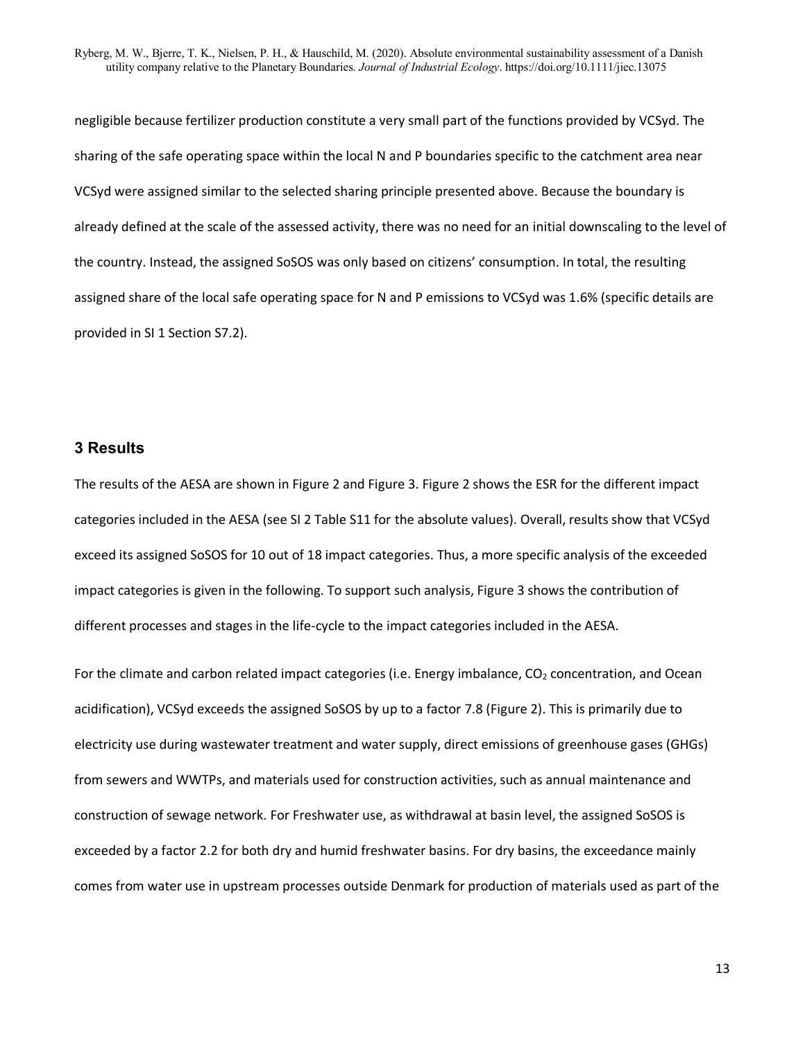negligible because fertilizer production constitute a very small part of the functions provided by VCSyd. The sharing of the safe operating space within the local N and P boundaries specific to the catchment area near VCSyd were assigned similar to the selected sharing principle presented above. Because the boundary is already defined at the scale of the assessed activity, there was no need for an initial downscaling to the level of the country. Instead, the assigned SoSOS was only based on citizens' consumption. In total, the resulting assigned share of the local safe operating space for N and P emissions to VCSyd was 1.6% (specific details are provided in SI 1 Section S7.2).

## 3 Results

The results of the AESA are shown in Figure 2 and Figure 3. Figure 2 shows the ESR for the different impact categories included in the AESA (see SI 2 Table S11 for the absolute values). Overall, results show that VCSyd exceed its assigned SoSOS for 10 out of 18 impact categories. Thus, a more specific analysis of the exceeded impact categories is given in the following. To support such analysis, Figure 3 shows the contribution of different processes and stages in the life-cycle to the impact categories included in the AESA.

For the climate and carbon related impact categories (i.e. Energy imbalance, $CO_2$ concentration, and Ocean acidification), VCSyd exceeds the assigned SoSOS by up to a factor 7.8 (Figure 2). This is primarily due to electricity use during wastewater treatment and water supply, direct emissions of greenhouse gases (GHGs) from sewers and WWTPs, and materials used for construction activities, such as annual maintenance and construction of sewage network. For Freshwater use, as withdrawal at basin level, the assigned SoSOS is exceeded by a factor 2.2 for both dry and humid freshwater basins. For dry basins, the exceedance mainly comes from water use in upstream processes outside Denmark for production of materials used as part of the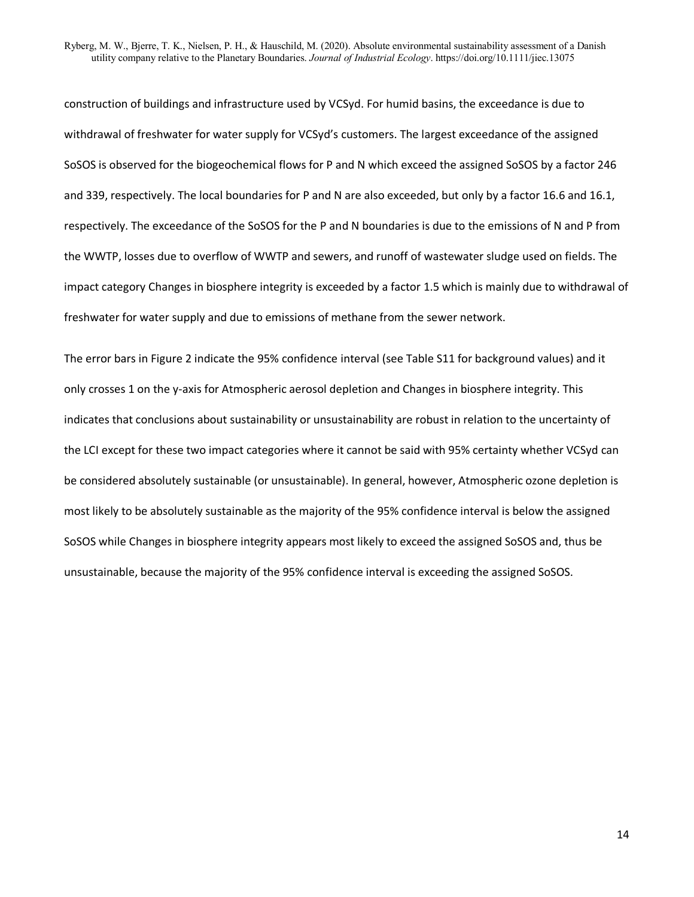construction of buildings and infrastructure used by VCSyd. For humid basins, the exceedance is due to withdrawal of freshwater for water supply for VCSyd's customers. The largest exceedance of the assigned SoSOS is observed for the biogeochemical flows for P and N which exceed the assigned SoSOS by a factor 246 and 339, respectively. The local boundaries for P and N are also exceeded, but only by a factor 16.6 and 16.1, respectively. The exceedance of the SoSOS for the P and N boundaries is due to the emissions of N and P from the WWTP, losses due to overflow of WWTP and sewers, and runoff of wastewater sludge used on fields. The impact category Changes in biosphere integrity is exceeded by a factor 1.5 which is mainly due to withdrawal of freshwater for water supply and due to emissions of methane from the sewer network.

The error bars in Figure 2 indicate the 95% confidence interval (see Table S11 for background values) and it only crosses 1 on the y-axis for Atmospheric aerosol depletion and Changes in biosphere integrity. This indicates that conclusions about sustainability or unsustainability are robust in relation to the uncertainty of the LCI except for these two impact categories where it cannot be said with 95% certainty whether VCSyd can be considered absolutely sustainable (or unsustainable). In general, however, Atmospheric ozone depletion is most likely to be absolutely sustainable as the majority of the 95% confidence interval is below the assigned SoSOS while Changes in biosphere integrity appears most likely to exceed the assigned SoSOS and, thus be unsustainable, because the majority of the 95% confidence interval is exceeding the assigned SoSOS.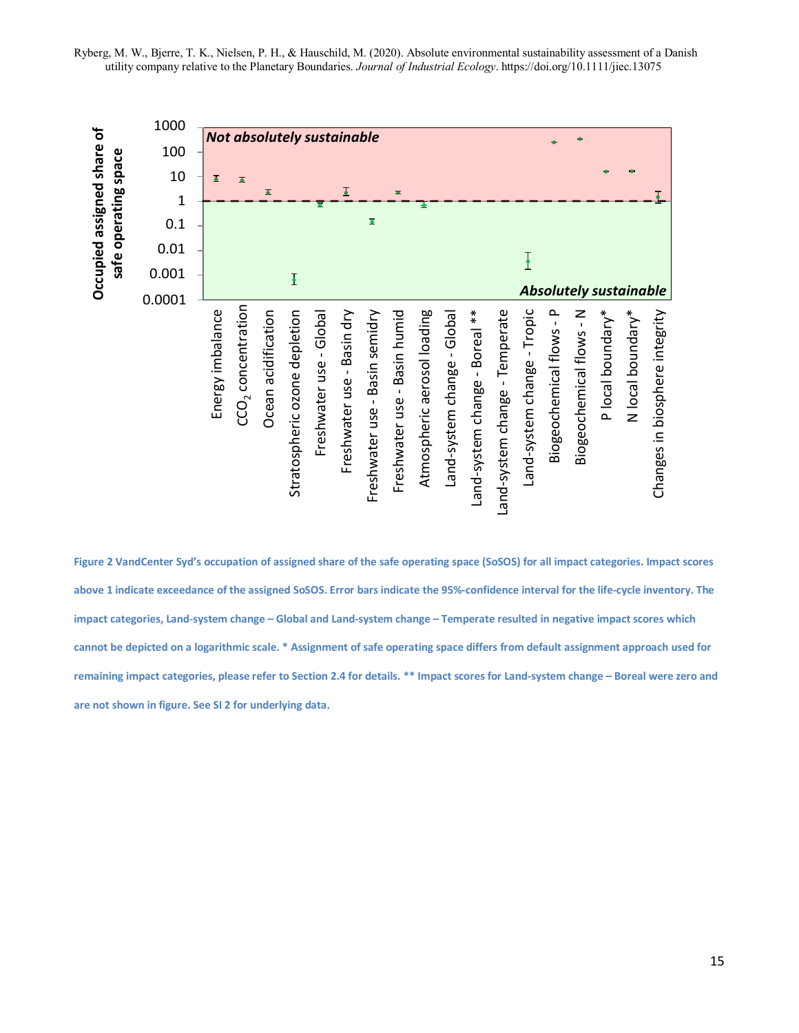**Figure 2 VandCenter Syd's occupation of assigned share of the safe operating space (SoSOS) for all impact categories. Impact scores above 1 indicate exceedance of the assigned SoSOS. Error bars indicate the 95%-confidence interval for the life-cycle inventory. The impact categories, Land-system change – Global and Land-system change – Temperate resulted in negative impact scores which cannot be depicted on a logarithmic scale. * Assignment of safe operating space differs from default assignment approach used for remaining impact categories, please refer to Section 2.4 for details. ** Impact scores for Land-system change – Boreal were zero and are not shown in figure. See SI 2 for underlying data.**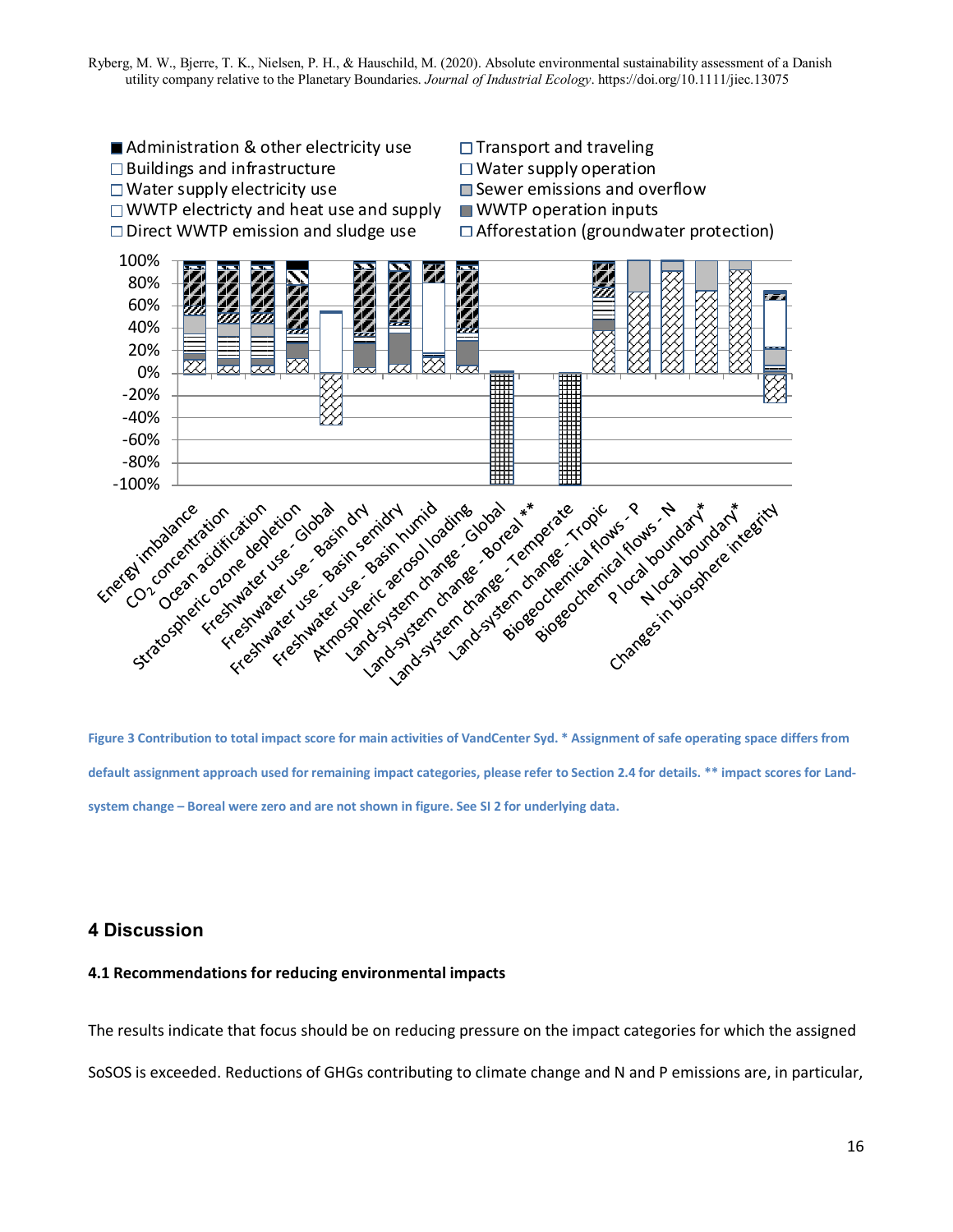**Figure 3 Contribution to total impact score for main activities of VandCenter Syd. * Assignment of safe operating space differs from default assignment approach used for remaining impact categories, please refer to Section 2.4 for details. ** impact scores for Land-system change – Boreal were zero and are not shown in figure. See SI 2 for underlying data.**

## 4 Discussion

### 4.1 Recommendations for reducing environmental impacts

The results indicate that focus should be on reducing pressure on the impact categories for which the assigned SoSOS is exceeded. Reductions of GHGs contributing to climate change and N and P emissions are, in particular,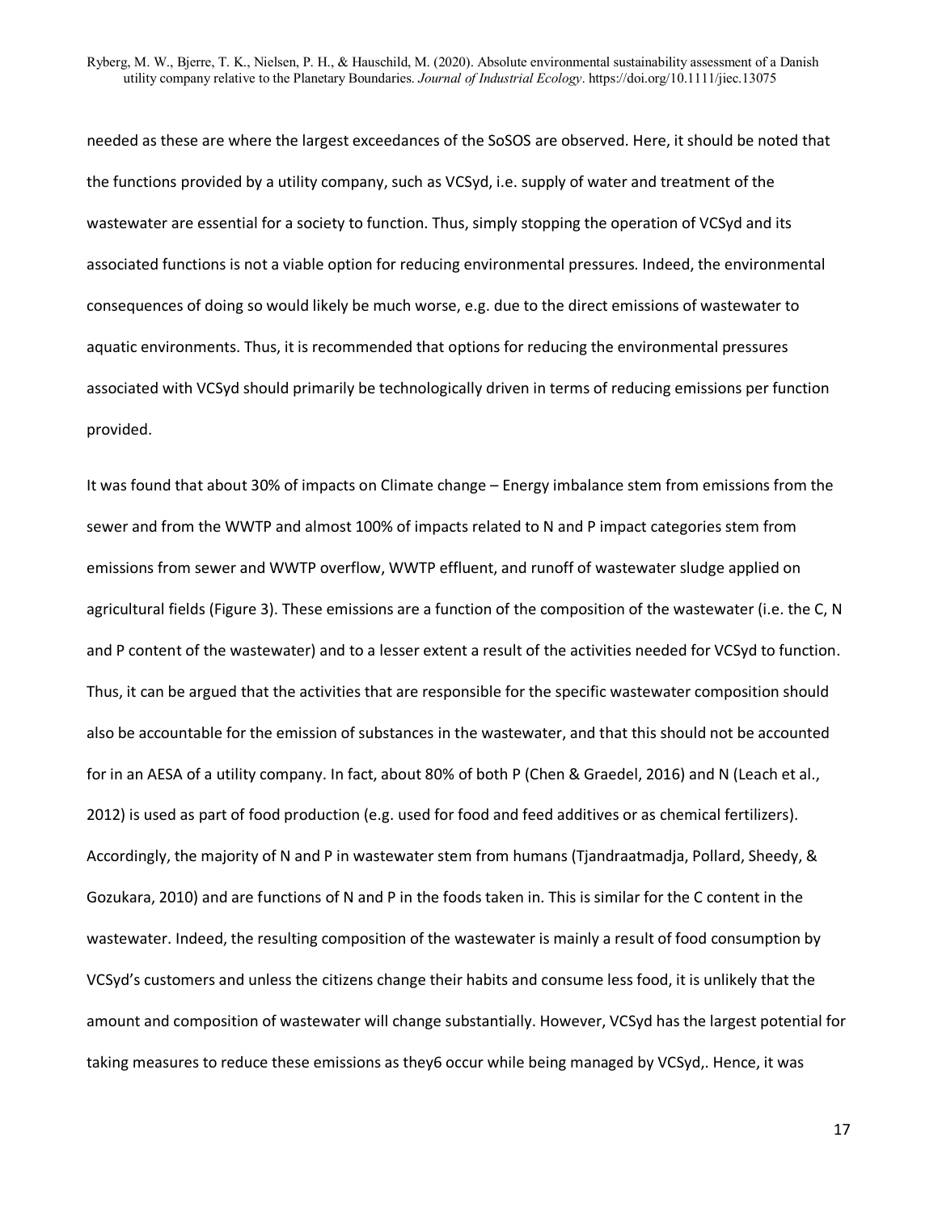needed as these are where the largest exceedances of the SoSOS are observed. Here, it should be noted that the functions provided by a utility company, such as VCSyd, i.e. supply of water and treatment of the wastewater are essential for a society to function. Thus, simply stopping the operation of VCSyd and its associated functions is not a viable option for reducing environmental pressures. Indeed, the environmental consequences of doing so would likely be much worse, e.g. due to the direct emissions of wastewater to aquatic environments. Thus, it is recommended that options for reducing the environmental pressures associated with VCSyd should primarily be technologically driven in terms of reducing emissions per function provided.

It was found that about 30% of impacts on Climate change – Energy imbalance stem from emissions from the sewer and from the WWTP and almost 100% of impacts related to N and P impact categories stem from emissions from sewer and WWTP overflow, WWTP effluent, and runoff of wastewater sludge applied on agricultural fields (Figure 3). These emissions are a function of the composition of the wastewater (i.e. the C, N and P content of the wastewater) and to a lesser extent a result of the activities needed for VCSyd to function. Thus, it can be argued that the activities that are responsible for the specific wastewater composition should also be accountable for the emission of substances in the wastewater, and that this should not be accounted for in an AESA of a utility company. In fact, about 80% of both P (Chen & Graedel, 2016) and N (Leach et al., 2012) is used as part of food production (e.g. used for food and feed additives or as chemical fertilizers). Accordingly, the majority of N and P in wastewater stem from humans (Tjandraatmadja, Pollard, Sheedy, & Gozukara, 2010) and are functions of N and P in the foods taken in. This is similar for the C content in the wastewater. Indeed, the resulting composition of the wastewater is mainly a result of food consumption by VCSyd's customers and unless the citizens change their habits and consume less food, it is unlikely that the amount and composition of wastewater will change substantially. However, VCSyd has the largest potential for taking measures to reduce these emissions as they6 occur while being managed by VCSyd,. Hence, it was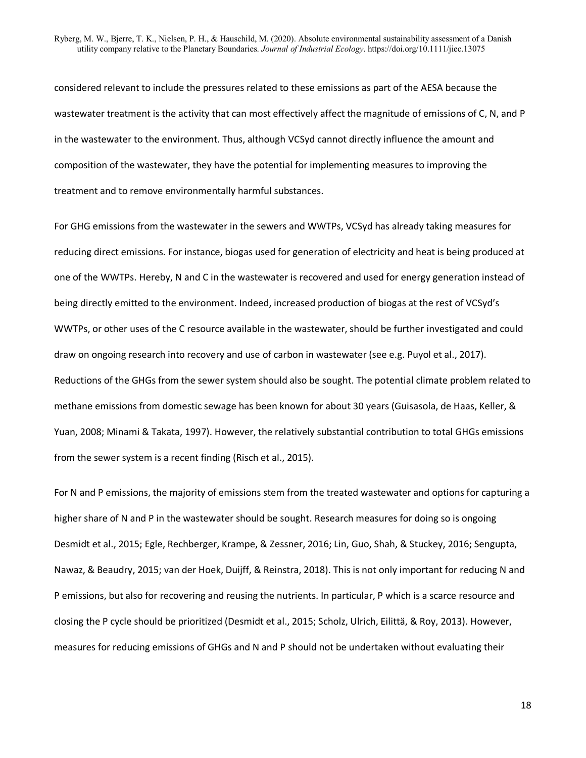considered relevant to include the pressures related to these emissions as part of the AESA because the wastewater treatment is the activity that can most effectively affect the magnitude of emissions of C, N, and P in the wastewater to the environment. Thus, although VCSyd cannot directly influence the amount and composition of the wastewater, they have the potential for implementing measures to improving the treatment and to remove environmentally harmful substances.

For GHG emissions from the wastewater in the sewers and WWTPs, VCSyd has already taking measures for reducing direct emissions. For instance, biogas used for generation of electricity and heat is being produced at one of the WWTPs. Hereby, N and C in the wastewater is recovered and used for energy generation instead of being directly emitted to the environment. Indeed, increased production of biogas at the rest of VCSyd's WWTPs, or other uses of the C resource available in the wastewater, should be further investigated and could draw on ongoing research into recovery and use of carbon in wastewater (see e.g. Puyol et al., 2017). Reductions of the GHGs from the sewer system should also be sought. The potential climate problem related to methane emissions from domestic sewage has been known for about 30 years (Guisasola, de Haas, Keller, & Yuan, 2008; Minami & Takata, 1997). However, the relatively substantial contribution to total GHGs emissions from the sewer system is a recent finding (Risch et al., 2015).

For N and P emissions, the majority of emissions stem from the treated wastewater and options for capturing a higher share of N and P in the wastewater should be sought. Research measures for doing so is ongoing Desmidt et al., 2015; Egle, Rechberger, Krampe, & Zessner, 2016; Lin, Guo, Shah, & Stuckey, 2016; Sengupta, Nawaz, & Beaudry, 2015; van der Hoek, Duijff, & Reinstra, 2018). This is not only important for reducing N and P emissions, but also for recovering and reusing the nutrients. In particular, P which is a scarce resource and closing the P cycle should be prioritized (Desmidt et al., 2015; Scholz, Ulrich, Eilittä, & Roy, 2013). However, measures for reducing emissions of GHGs and N and P should not be undertaken without evaluating their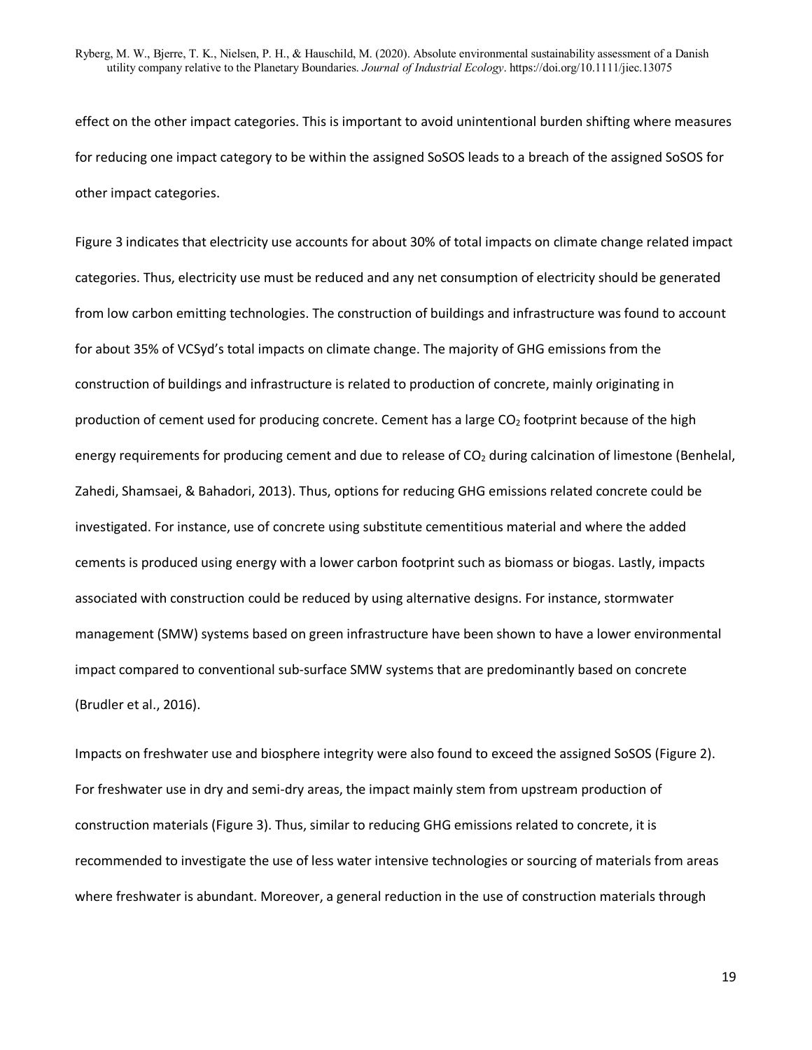effect on the other impact categories. This is important to avoid unintentional burden shifting where measures for reducing one impact category to be within the assigned SoSOS leads to a breach of the assigned SoSOS for other impact categories.

Figure 3 indicates that electricity use accounts for about 30% of total impacts on climate change related impact categories. Thus, electricity use must be reduced and any net consumption of electricity should be generated from low carbon emitting technologies. The construction of buildings and infrastructure was found to account for about 35% of VCSyd's total impacts on climate change. The majority of GHG emissions from the construction of buildings and infrastructure is related to production of concrete, mainly originating in production of cement used for producing concrete. Cement has a large $CO_2$ footprint because of the high energy requirements for producing cement and due to release of $CO_2$ during calcination of limestone (Benhelal, Zahedi, Shamsaei, & Bahadori, 2013). Thus, options for reducing GHG emissions related concrete could be investigated. For instance, use of concrete using substitute cementitious material and where the added cements is produced using energy with a lower carbon footprint such as biomass or biogas. Lastly, impacts associated with construction could be reduced by using alternative designs. For instance, stormwater management (SMW) systems based on green infrastructure have been shown to have a lower environmental impact compared to conventional sub-surface SMW systems that are predominantly based on concrete (Brudler et al., 2016).

Impacts on freshwater use and biosphere integrity were also found to exceed the assigned SoSOS (Figure 2). For freshwater use in dry and semi-dry areas, the impact mainly stem from upstream production of construction materials (Figure 3). Thus, similar to reducing GHG emissions related to concrete, it is recommended to investigate the use of less water intensive technologies or sourcing of materials from areas where freshwater is abundant. Moreover, a general reduction in the use of construction materials through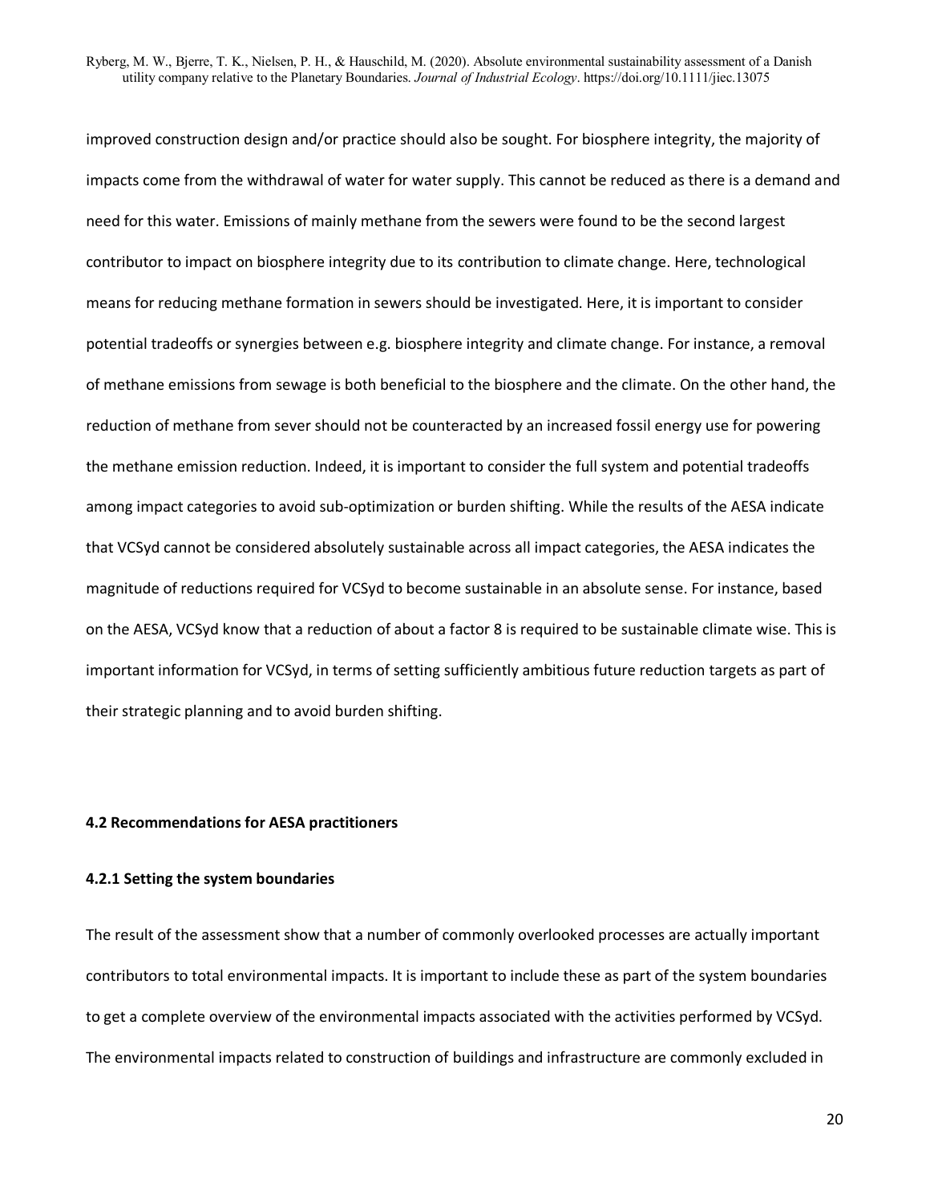improved construction design and/or practice should also be sought. For biosphere integrity, the majority of impacts come from the withdrawal of water for water supply. This cannot be reduced as there is a demand and need for this water. Emissions of mainly methane from the sewers were found to be the second largest contributor to impact on biosphere integrity due to its contribution to climate change. Here, technological means for reducing methane formation in sewers should be investigated. Here, it is important to consider potential tradeoffs or synergies between e.g. biosphere integrity and climate change. For instance, a removal of methane emissions from sewage is both beneficial to the biosphere and the climate. On the other hand, the reduction of methane from sever should not be counteracted by an increased fossil energy use for powering the methane emission reduction. Indeed, it is important to consider the full system and potential tradeoffs among impact categories to avoid sub-optimization or burden shifting. While the results of the AESA indicate that VCSyd cannot be considered absolutely sustainable across all impact categories, the AESA indicates the magnitude of reductions required for VCSyd to become sustainable in an absolute sense. For instance, based on the AESA, VCSyd know that a reduction of about a factor 8 is required to be sustainable climate wise. This is important information for VCSyd, in terms of setting sufficiently ambitious future reduction targets as part of their strategic planning and to avoid burden shifting.

### 4.2 Recommendations for AESA practitioners

#### 4.2.1 Setting the system boundaries

The result of the assessment show that a number of commonly overlooked processes are actually important contributors to total environmental impacts. It is important to include these as part of the system boundaries to get a complete overview of the environmental impacts associated with the activities performed by VCSyd. The environmental impacts related to construction of buildings and infrastructure are commonly excluded in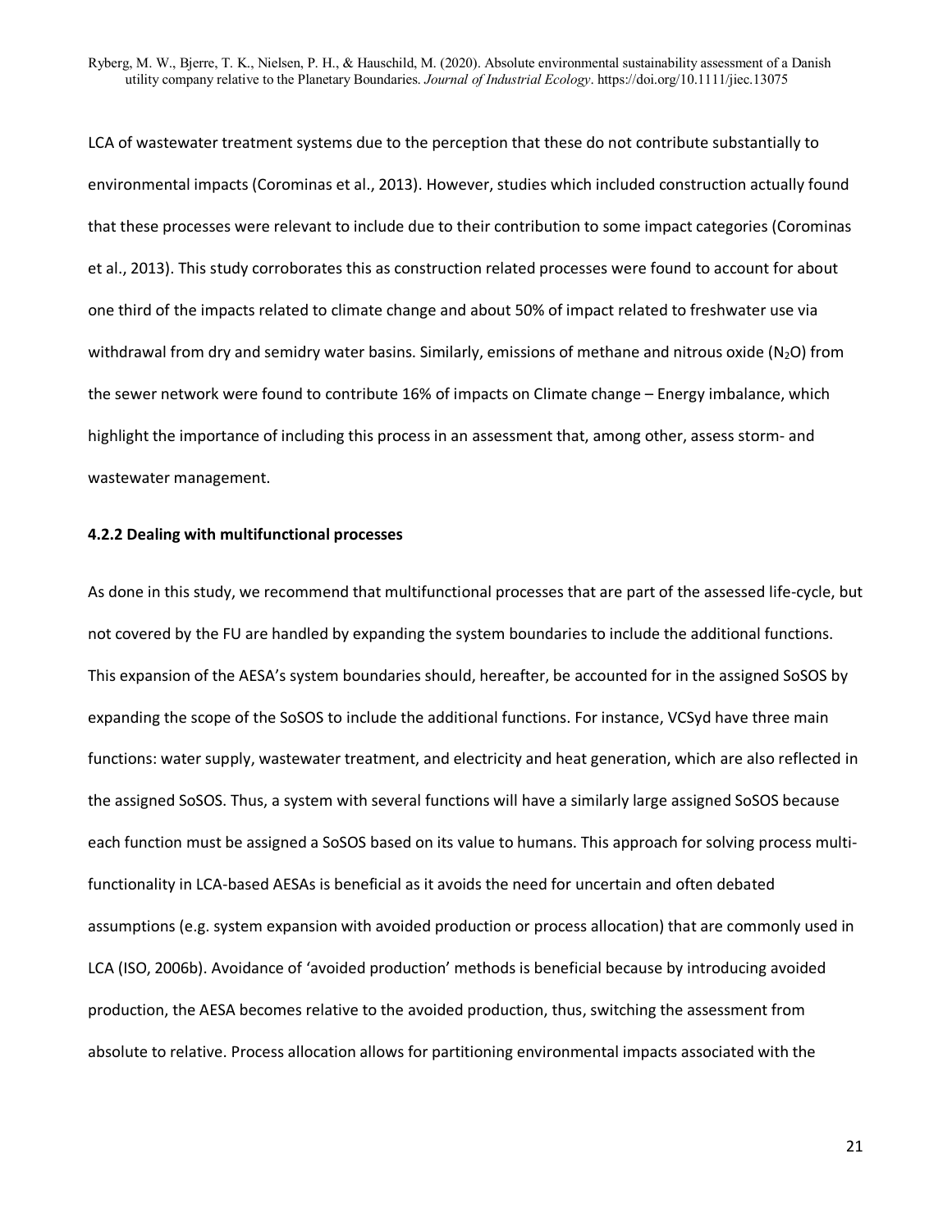LCA of wastewater treatment systems due to the perception that these do not contribute substantially to environmental impacts (Corominas et al., 2013). However, studies which included construction actually found that these processes were relevant to include due to their contribution to some impact categories (Corominas et al., 2013). This study corroborates this as construction related processes were found to account for about one third of the impacts related to climate change and about 50% of impact related to freshwater use via withdrawal from dry and semidry water basins. Similarly, emissions of methane and nitrous oxide ($N_2O$) from the sewer network were found to contribute 16% of impacts on Climate change – Energy imbalance, which highlight the importance of including this process in an assessment that, among other, assess storm- and wastewater management.

#### 4.2.2 Dealing with multifunctional processes

As done in this study, we recommend that multifunctional processes that are part of the assessed life-cycle, but not covered by the FU are handled by expanding the system boundaries to include the additional functions. This expansion of the AESA's system boundaries should, hereafter, be accounted for in the assigned SoSOS by expanding the scope of the SoSOS to include the additional functions. For instance, VCSyd have three main functions: water supply, wastewater treatment, and electricity and heat generation, which are also reflected in the assigned SoSOS. Thus, a system with several functions will have a similarly large assigned SoSOS because each function must be assigned a SoSOS based on its value to humans. This approach for solving process multi-functionality in LCA-based AESAs is beneficial as it avoids the need for uncertain and often debated assumptions (e.g. system expansion with avoided production or process allocation) that are commonly used in LCA (ISO, 2006b). Avoidance of 'avoided production' methods is beneficial because by introducing avoided production, the AESA becomes relative to the avoided production, thus, switching the assessment from absolute to relative. Process allocation allows for partitioning environmental impacts associated with the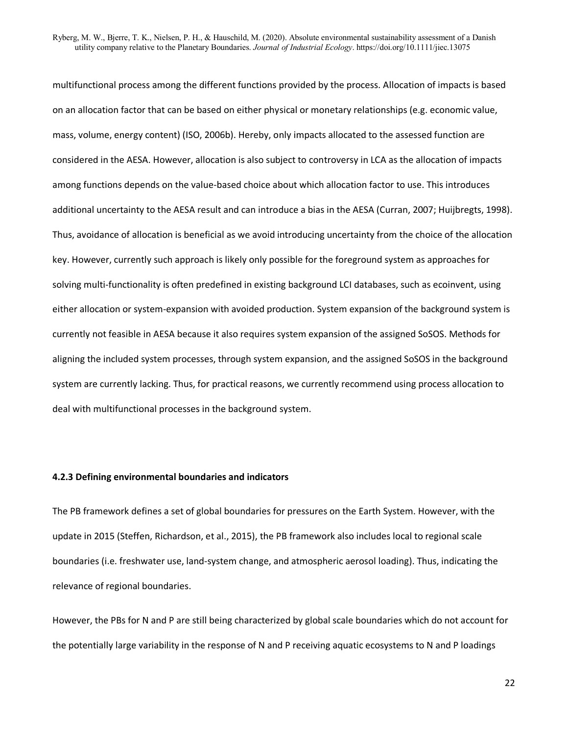multifunctional process among the different functions provided by the process. Allocation of impacts is based on an allocation factor that can be based on either physical or monetary relationships (e.g. economic value, mass, volume, energy content) (ISO, 2006b). Hereby, only impacts allocated to the assessed function are considered in the AESA. However, allocation is also subject to controversy in LCA as the allocation of impacts among functions depends on the value-based choice about which allocation factor to use. This introduces additional uncertainty to the AESA result and can introduce a bias in the AESA (Curran, 2007; Huijbregts, 1998). Thus, avoidance of allocation is beneficial as we avoid introducing uncertainty from the choice of the allocation key. However, currently such approach is likely only possible for the foreground system as approaches for solving multi-functionality is often predefined in existing background LCI databases, such as ecoinvent, using either allocation or system-expansion with avoided production. System expansion of the background system is currently not feasible in AESA because it also requires system expansion of the assigned SoSOS. Methods for aligning the included system processes, through system expansion, and the assigned SoSOS in the background system are currently lacking. Thus, for practical reasons, we currently recommend using process allocation to deal with multifunctional processes in the background system.

#### 4.2.3 Defining environmental boundaries and indicators

The PB framework defines a set of global boundaries for pressures on the Earth System. However, with the update in 2015 (Steffen, Richardson, et al., 2015), the PB framework also includes local to regional scale boundaries (i.e. freshwater use, land-system change, and atmospheric aerosol loading). Thus, indicating the relevance of regional boundaries.

However, the PBs for N and P are still being characterized by global scale boundaries which do not account for the potentially large variability in the response of N and P receiving aquatic ecosystems to N and P loadings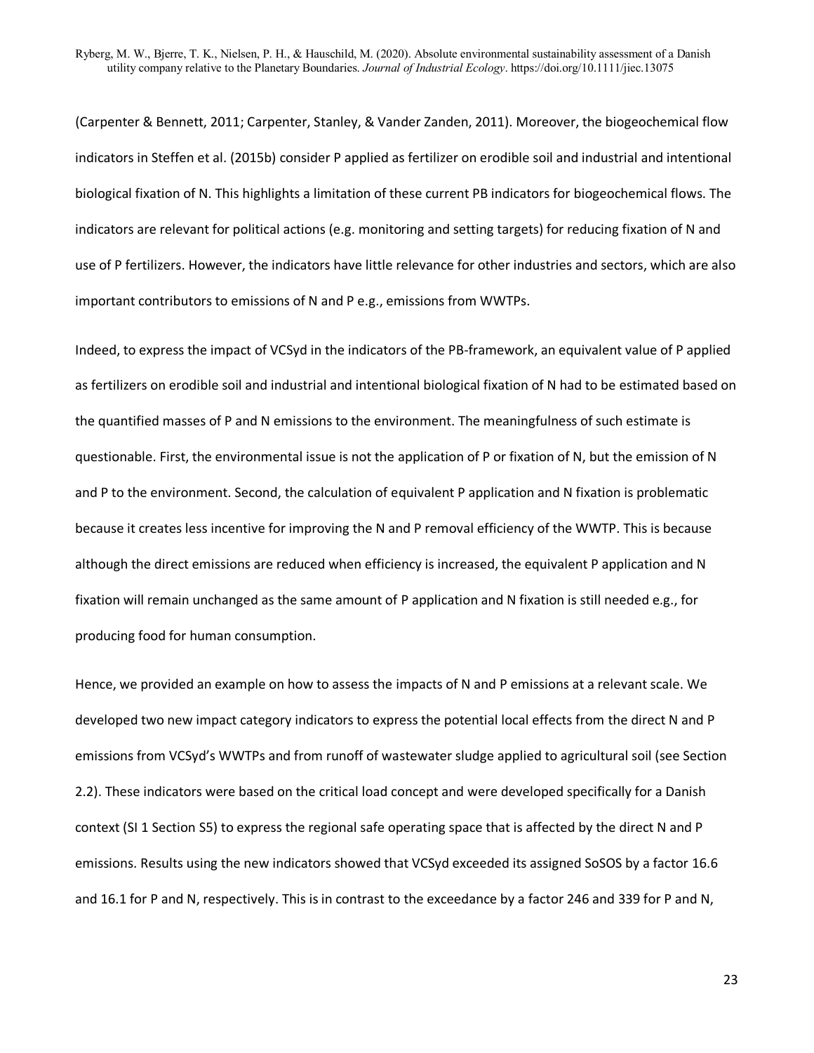(Carpenter & Bennett, 2011; Carpenter, Stanley, & Vander Zanden, 2011). Moreover, the biogeochemical flow indicators in Steffen et al. (2015b) consider P applied as fertilizer on erodible soil and industrial and intentional biological fixation of N. This highlights a limitation of these current PB indicators for biogeochemical flows. The indicators are relevant for political actions (e.g. monitoring and setting targets) for reducing fixation of N and use of P fertilizers. However, the indicators have little relevance for other industries and sectors, which are also important contributors to emissions of N and P e.g., emissions from WWTPs.

Indeed, to express the impact of VCSyd in the indicators of the PB-framework, an equivalent value of P applied as fertilizers on erodible soil and industrial and intentional biological fixation of N had to be estimated based on the quantified masses of P and N emissions to the environment. The meaningfulness of such estimate is questionable. First, the environmental issue is not the application of P or fixation of N, but the emission of N and P to the environment. Second, the calculation of equivalent P application and N fixation is problematic because it creates less incentive for improving the N and P removal efficiency of the WWTP. This is because although the direct emissions are reduced when efficiency is increased, the equivalent P application and N fixation will remain unchanged as the same amount of P application and N fixation is still needed e.g., for producing food for human consumption.

Hence, we provided an example on how to assess the impacts of N and P emissions at a relevant scale. We developed two new impact category indicators to express the potential local effects from the direct N and P emissions from VCSyd's WWTPs and from runoff of wastewater sludge applied to agricultural soil (see Section 2.2). These indicators were based on the critical load concept and were developed specifically for a Danish context (SI 1 Section S5) to express the regional safe operating space that is affected by the direct N and P emissions. Results using the new indicators showed that VCSyd exceeded its assigned SoSOS by a factor 16.6 and 16.1 for P and N, respectively. This is in contrast to the exceedance by a factor 246 and 339 for P and N,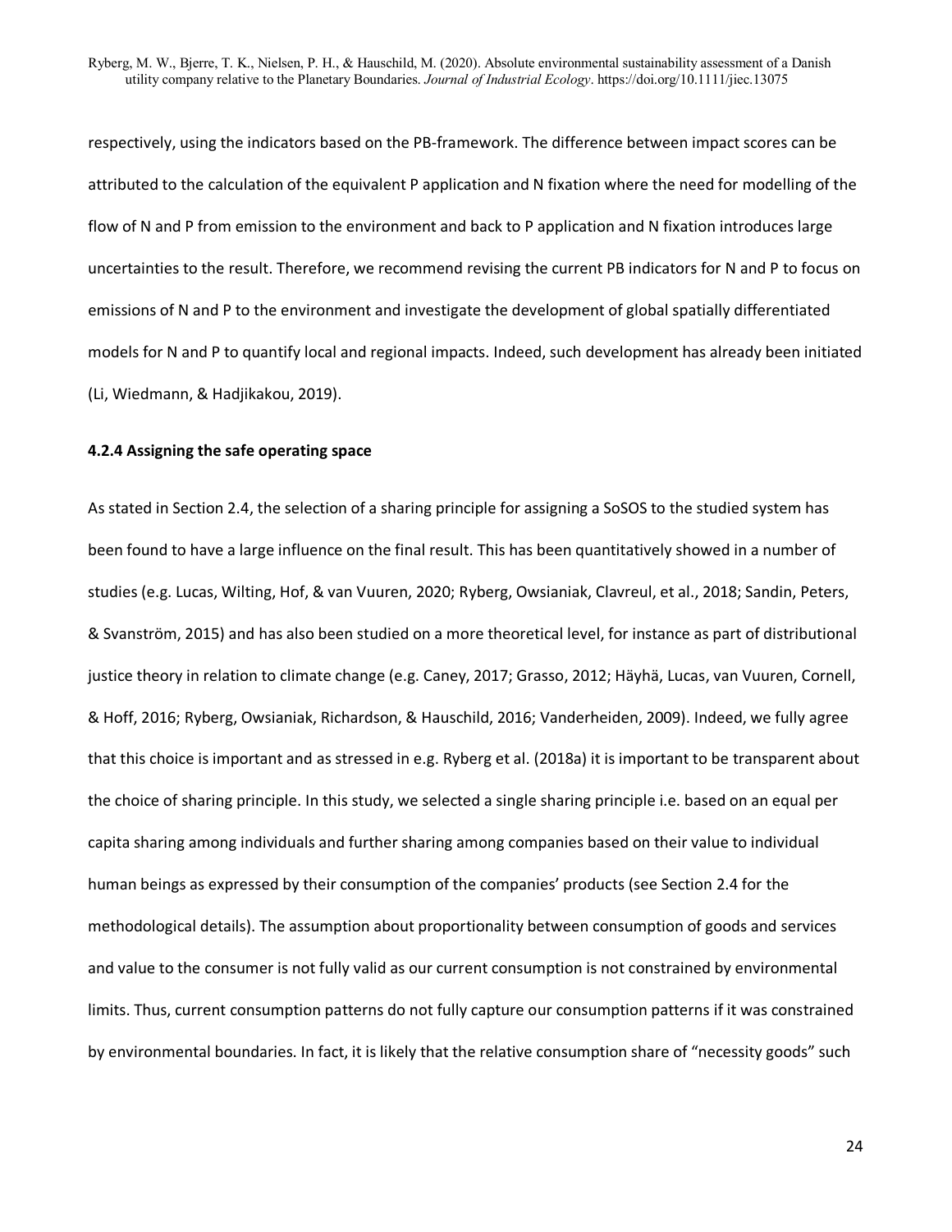respectively, using the indicators based on the PB-framework. The difference between impact scores can be attributed to the calculation of the equivalent P application and N fixation where the need for modelling of the flow of N and P from emission to the environment and back to P application and N fixation introduces large uncertainties to the result. Therefore, we recommend revising the current PB indicators for N and P to focus on emissions of N and P to the environment and investigate the development of global spatially differentiated models for N and P to quantify local and regional impacts. Indeed, such development has already been initiated (Li, Wiedmann, & Hadjikakou, 2019).

#### 4.2.4 Assigning the safe operating space

As stated in Section 2.4, the selection of a sharing principle for assigning a SoSOS to the studied system has been found to have a large influence on the final result. This has been quantitatively showed in a number of studies (e.g. Lucas, Wilting, Hof, & van Vuuren, 2020; Ryberg, Owsianiak, Clavreul, et al., 2018; Sandin, Peters, & Svanström, 2015) and has also been studied on a more theoretical level, for instance as part of distributional justice theory in relation to climate change (e.g. Caney, 2017; Grasso, 2012; Häyhä, Lucas, van Vuuren, Cornell, & Hoff, 2016; Ryberg, Owsianiak, Richardson, & Hauschild, 2016; Vanderheiden, 2009). Indeed, we fully agree that this choice is important and as stressed in e.g. Ryberg et al. (2018a) it is important to be transparent about the choice of sharing principle. In this study, we selected a single sharing principle i.e. based on an equal per capita sharing among individuals and further sharing among companies based on their value to individual human beings as expressed by their consumption of the companies' products (see Section 2.4 for the methodological details). The assumption about proportionality between consumption of goods and services and value to the consumer is not fully valid as our current consumption is not constrained by environmental limits. Thus, current consumption patterns do not fully capture our consumption patterns if it was constrained by environmental boundaries. In fact, it is likely that the relative consumption share of "necessity goods" such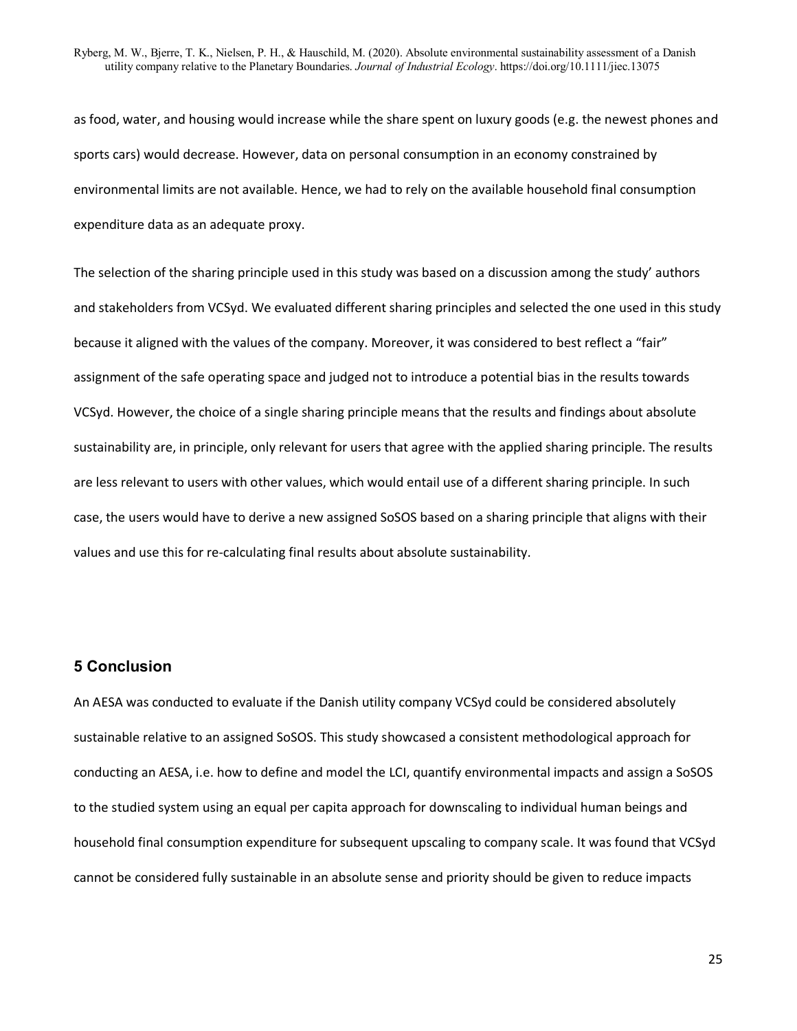as food, water, and housing would increase while the share spent on luxury goods (e.g. the newest phones and sports cars) would decrease. However, data on personal consumption in an economy constrained by environmental limits are not available. Hence, we had to rely on the available household final consumption expenditure data as an adequate proxy.

The selection of the sharing principle used in this study was based on a discussion among the study' authors and stakeholders from VCSyd. We evaluated different sharing principles and selected the one used in this study because it aligned with the values of the company. Moreover, it was considered to best reflect a "fair" assignment of the safe operating space and judged not to introduce a potential bias in the results towards VCSyd. However, the choice of a single sharing principle means that the results and findings about absolute sustainability are, in principle, only relevant for users that agree with the applied sharing principle. The results are less relevant to users with other values, which would entail use of a different sharing principle. In such case, the users would have to derive a new assigned SoSOS based on a sharing principle that aligns with their values and use this for re-calculating final results about absolute sustainability.

## 5 Conclusion

An AESA was conducted to evaluate if the Danish utility company VCSyd could be considered absolutely sustainable relative to an assigned SoSOS. This study showcased a consistent methodological approach for conducting an AESA, i.e. how to define and model the LCI, quantify environmental impacts and assign a SoSOS to the studied system using an equal per capita approach for downscaling to individual human beings and household final consumption expenditure for subsequent upscaling to company scale. It was found that VCSyd cannot be considered fully sustainable in an absolute sense and priority should be given to reduce impacts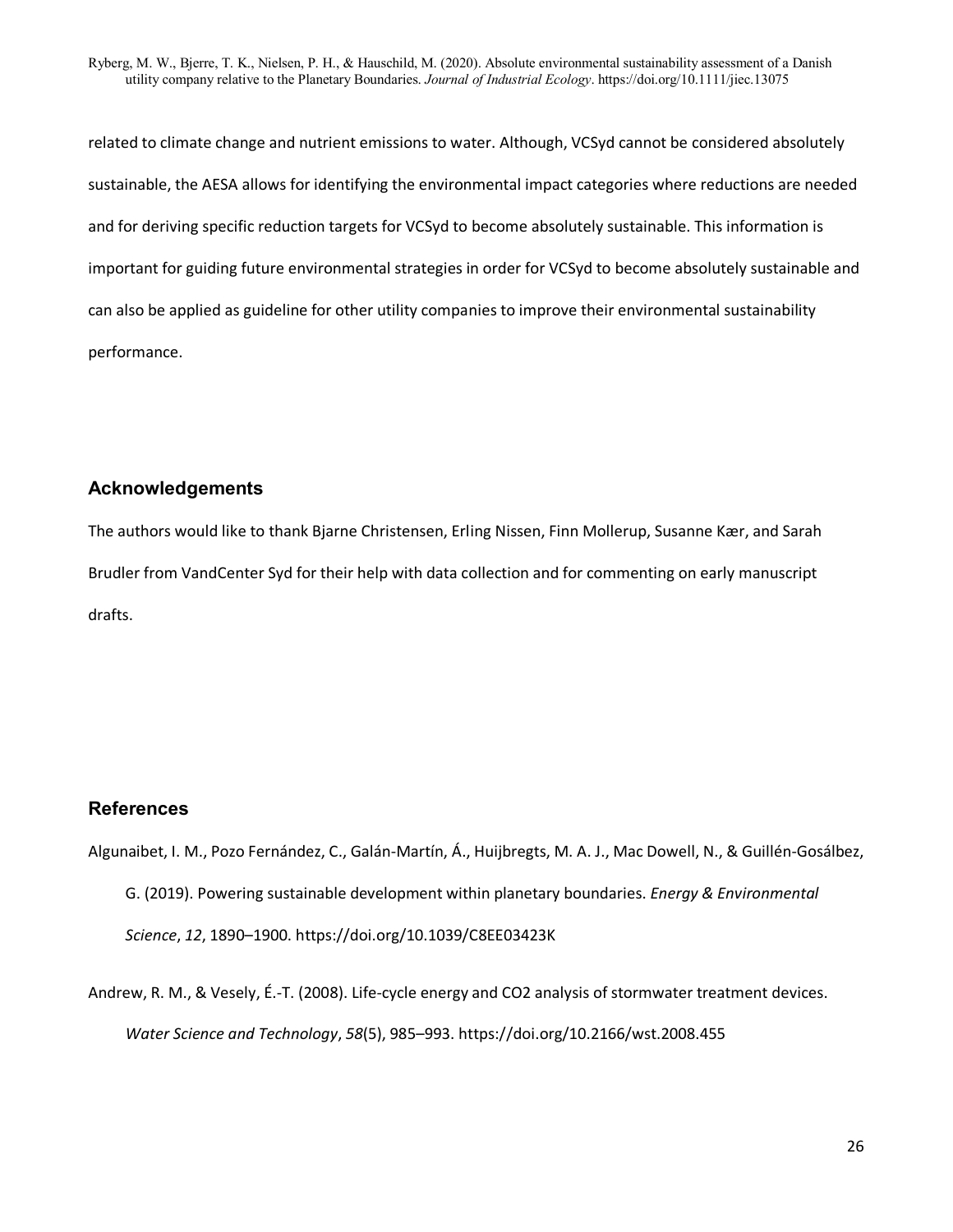related to climate change and nutrient emissions to water. Although, VCSyd cannot be considered absolutely sustainable, the AESA allows for identifying the environmental impact categories where reductions are needed and for deriving specific reduction targets for VCSyd to become absolutely sustainable. This information is important for guiding future environmental strategies in order for VCSyd to become absolutely sustainable and can also be applied as guideline for other utility companies to improve their environmental sustainability performance.

## Acknowledgements

The authors would like to thank Bjarne Christensen, Erling Nissen, Finn Mollerup, Susanne Kær, and Sarah Brudler from VandCenter Syd for their help with data collection and for commenting on early manuscript drafts.

## References

Algunaibet, I. M., Pozo Fernández, C., Galán-Martín, Á., Huijbregts, M. A. J., Mac Dowell, N., & Guillén-Gosálbez, G. (2019). Powering sustainable development within planetary boundaries. *Energy & Environmental Science*, *12*, 1890–1900. https://doi.org/10.1039/C8EE03423K

Andrew, R. M., & Vesely, É.-T. (2008). Life-cycle energy and CO2 analysis of stormwater treatment devices. *Water Science and Technology*, *58*(5), 985–993. https://doi.org/10.2166/wst.2008.455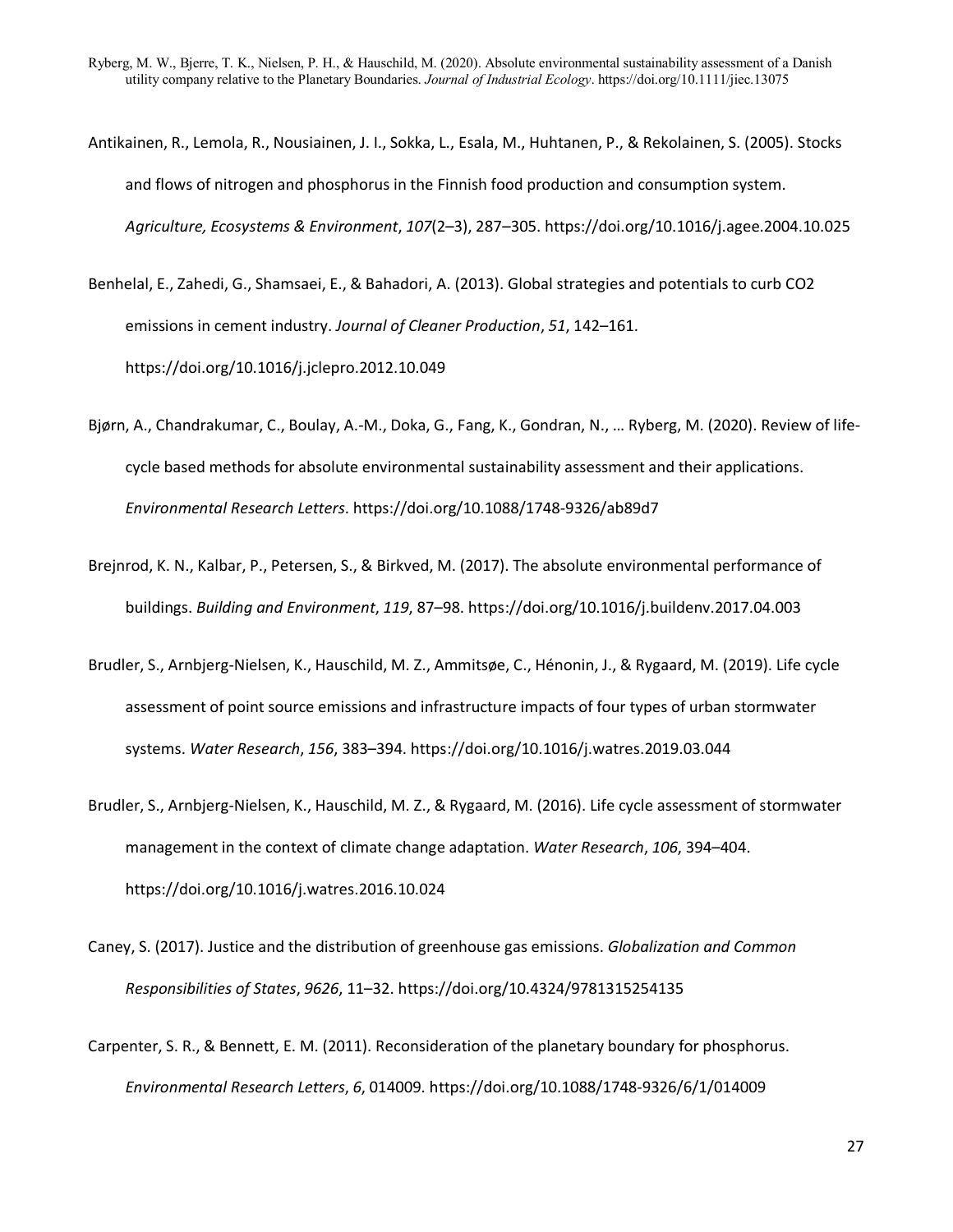Antikainen, R., Lemola, R., Nousiainen, J. I., Sokka, L., Esala, M., Huhtanen, P., & Rekolainen, S. (2005). Stocks and flows of nitrogen and phosphorus in the Finnish food production and consumption system. *Agriculture, Ecosystems & Environment*, *107*(2–3), 287–305. https://doi.org/10.1016/j.agee.2004.10.025

Benhelal, E., Zahedi, G., Shamsaei, E., & Bahadori, A. (2013). Global strategies and potentials to curb CO2 emissions in cement industry. *Journal of Cleaner Production*, *51*, 142–161. https://doi.org/10.1016/j.jclepro.2012.10.049

Bjørn, A., Chandrakumar, C., Boulay, A.-M., Doka, G., Fang, K., Gondran, N., … Ryberg, M. (2020). Review of life-cycle based methods for absolute environmental sustainability assessment and their applications. *Environmental Research Letters*. https://doi.org/10.1088/1748-9326/ab89d7

Brejnrod, K. N., Kalbar, P., Petersen, S., & Birkved, M. (2017). The absolute environmental performance of buildings. *Building and Environment*, *119*, 87–98. https://doi.org/10.1016/j.buildenv.2017.04.003

Brudler, S., Arnbjerg-Nielsen, K., Hauschild, M. Z., Ammitsøe, C., Hénonin, J., & Rygaard, M. (2019). Life cycle assessment of point source emissions and infrastructure impacts of four types of urban stormwater systems. *Water Research*, *156*, 383–394. https://doi.org/10.1016/j.watres.2019.03.044

Brudler, S., Arnbjerg-Nielsen, K., Hauschild, M. Z., & Rygaard, M. (2016). Life cycle assessment of stormwater management in the context of climate change adaptation. *Water Research*, *106*, 394–404. https://doi.org/10.1016/j.watres.2016.10.024

Caney, S. (2017). Justice and the distribution of greenhouse gas emissions. *Globalization and Common Responsibilities of States*, *9626*, 11–32. https://doi.org/10.4324/9781315254135

Carpenter, S. R., & Bennett, E. M. (2011). Reconsideration of the planetary boundary for phosphorus. *Environmental Research Letters*, *6*, 014009. https://doi.org/10.1088/1748-9326/6/1/014009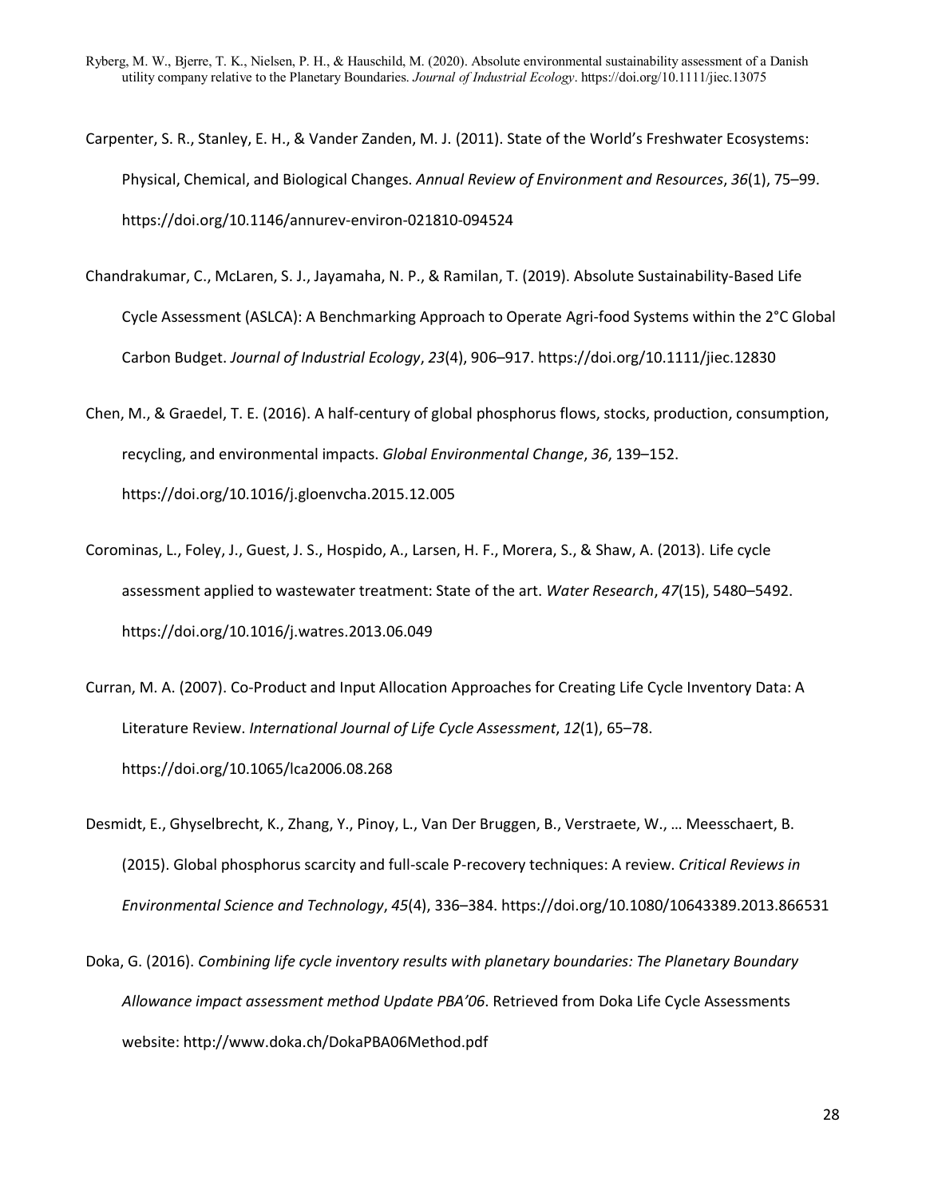Carpenter, S. R., Stanley, E. H., & Vander Zanden, M. J. (2011). State of the World's Freshwater Ecosystems: Physical, Chemical, and Biological Changes. *Annual Review of Environment and Resources*, *36*(1), 75–99. https://doi.org/10.1146/annurev-environ-021810-094524

Chandrakumar, C., McLaren, S. J., Jayamaha, N. P., & Ramilan, T. (2019). Absolute Sustainability-Based Life Cycle Assessment (ASLCA): A Benchmarking Approach to Operate Agri-food Systems within the 2°C Global Carbon Budget. *Journal of Industrial Ecology*, *23*(4), 906–917. https://doi.org/10.1111/jiec.12830

Chen, M., & Graedel, T. E. (2016). A half-century of global phosphorus flows, stocks, production, consumption, recycling, and environmental impacts. *Global Environmental Change*, *36*, 139–152. https://doi.org/10.1016/j.gloenvcha.2015.12.005

Corominas, L., Foley, J., Guest, J. S., Hospido, A., Larsen, H. F., Morera, S., & Shaw, A. (2013). Life cycle assessment applied to wastewater treatment: State of the art. *Water Research*, *47*(15), 5480–5492. https://doi.org/10.1016/j.watres.2013.06.049

Curran, M. A. (2007). Co-Product and Input Allocation Approaches for Creating Life Cycle Inventory Data: A Literature Review. *International Journal of Life Cycle Assessment*, *12*(1), 65–78. https://doi.org/10.1065/lca2006.08.268

Desmidt, E., Ghyselbrecht, K., Zhang, Y., Pinoy, L., Van Der Bruggen, B., Verstraete, W., … Meesschaert, B. (2015). Global phosphorus scarcity and full-scale P-recovery techniques: A review. *Critical Reviews in Environmental Science and Technology*, *45*(4), 336–384. https://doi.org/10.1080/10643389.2013.866531

Doka, G. (2016). *Combining life cycle inventory results with planetary boundaries: The Planetary Boundary Allowance impact assessment method Update PBA'06*. Retrieved from Doka Life Cycle Assessments website: http://www.doka.ch/DokaPBA06Method.pdf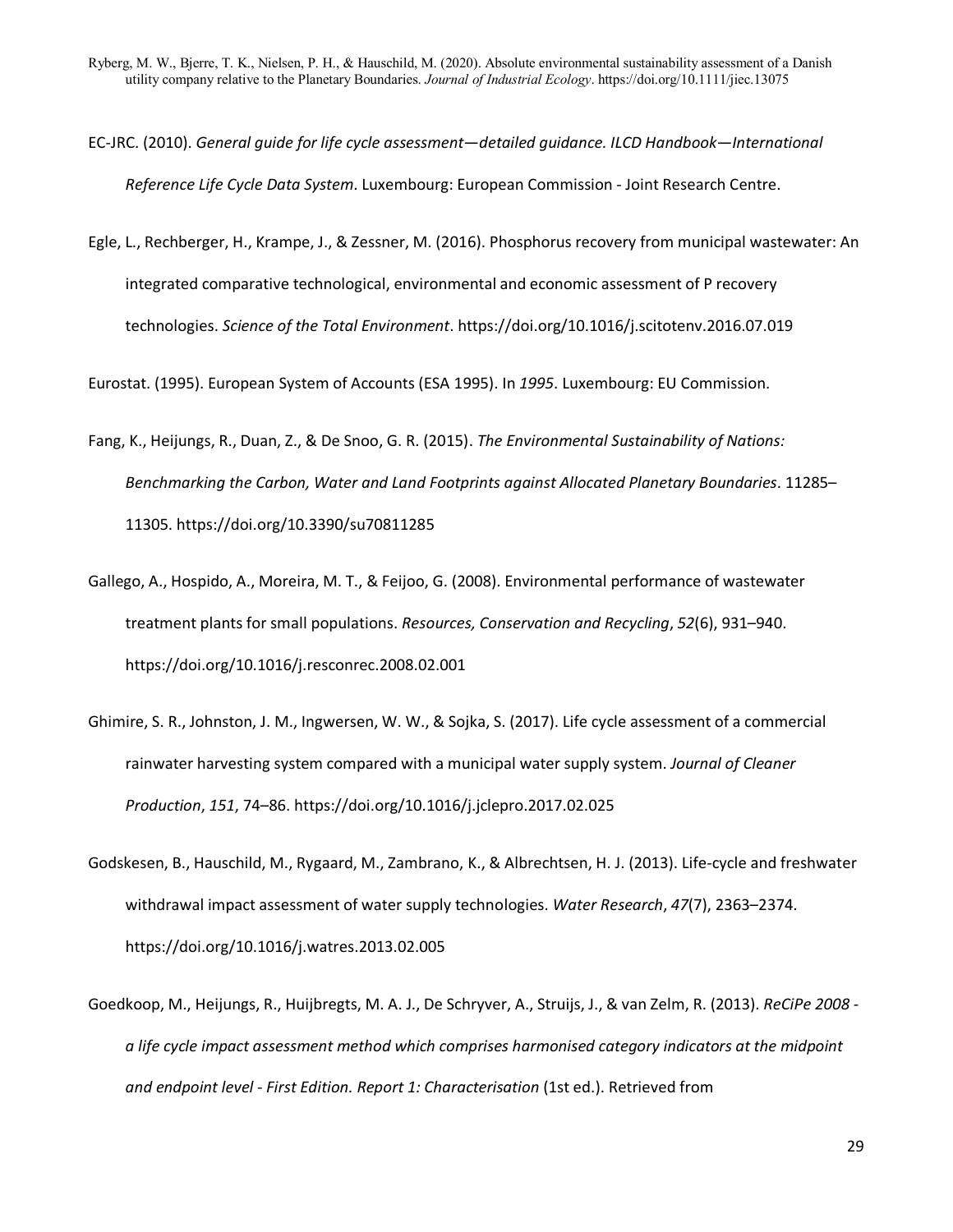EC-JRC. (2010). *General guide for life cycle assessment—detailed guidance. ILCD Handbook—International Reference Life Cycle Data System*. Luxembourg: European Commission - Joint Research Centre.

Egle, L., Rechberger, H., Krampe, J., & Zessner, M. (2016). Phosphorus recovery from municipal wastewater: An integrated comparative technological, environmental and economic assessment of P recovery technologies. *Science of the Total Environment*. https://doi.org/10.1016/j.scitotenv.2016.07.019

Eurostat. (1995). European System of Accounts (ESA 1995). In *1995*. Luxembourg: EU Commission.

Fang, K., Heijungs, R., Duan, Z., & De Snoo, G. R. (2015). *The Environmental Sustainability of Nations: Benchmarking the Carbon, Water and Land Footprints against Allocated Planetary Boundaries*. 11285–11305. https://doi.org/10.3390/su70811285

Gallego, A., Hospido, A., Moreira, M. T., & Feijoo, G. (2008). Environmental performance of wastewater treatment plants for small populations. *Resources, Conservation and Recycling*, *52*(6), 931–940. https://doi.org/10.1016/j.resconrec.2008.02.001

Ghimire, S. R., Johnston, J. M., Ingwersen, W. W., & Sojka, S. (2017). Life cycle assessment of a commercial rainwater harvesting system compared with a municipal water supply system. *Journal of Cleaner Production*, *151*, 74–86. https://doi.org/10.1016/j.jclepro.2017.02.025

Godskesen, B., Hauschild, M., Rygaard, M., Zambrano, K., & Albrechtsen, H. J. (2013). Life-cycle and freshwater withdrawal impact assessment of water supply technologies. *Water Research*, *47*(7), 2363–2374. https://doi.org/10.1016/j.watres.2013.02.005

Goedkoop, M., Heijungs, R., Huijbregts, M. A. J., De Schryver, A., Struijs, J., & van Zelm, R. (2013). *ReCiPe 2008 - a life cycle impact assessment method which comprises harmonised category indicators at the midpoint and endpoint level - First Edition. Report 1: Characterisation* (1st ed.). Retrieved from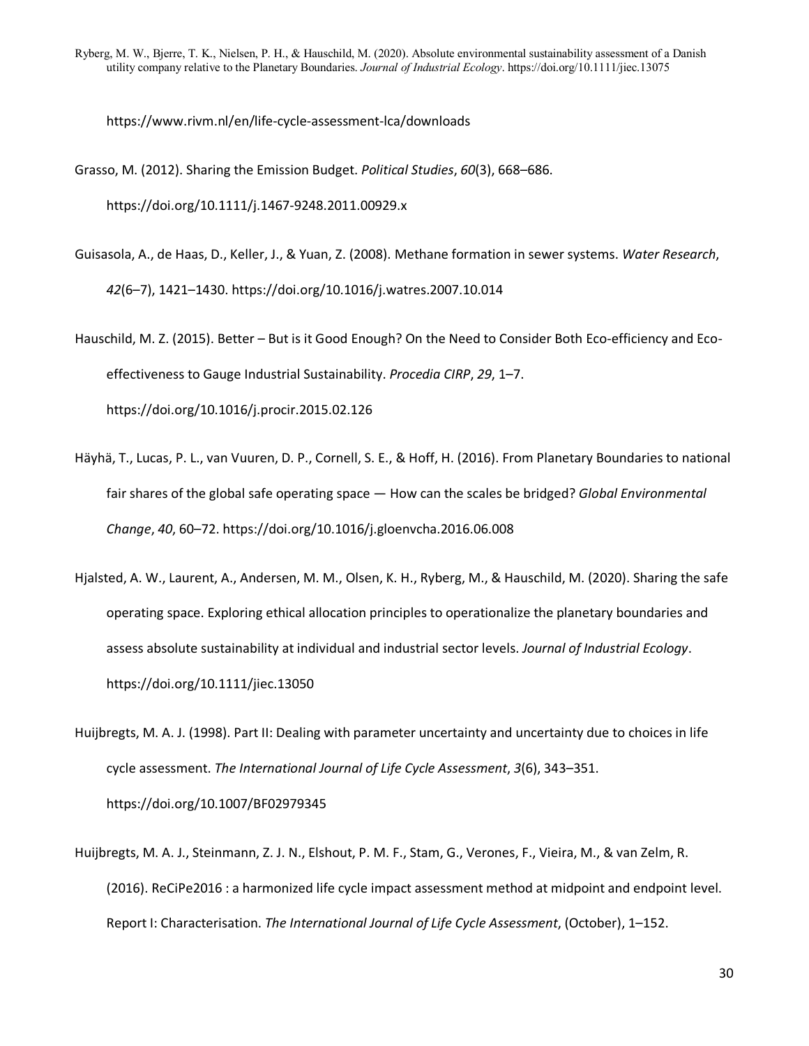https://www.rivm.nl/en/life-cycle-assessment-lca/downloads

Grasso, M. (2012). Sharing the Emission Budget. *Political Studies*, *60*(3), 668–686. https://doi.org/10.1111/j.1467-9248.2011.00929.x

Guisasola, A., de Haas, D., Keller, J., & Yuan, Z. (2008). Methane formation in sewer systems. *Water Research*, *42*(6–7), 1421–1430. https://doi.org/10.1016/j.watres.2007.10.014

Hauschild, M. Z. (2015). Better – But is it Good Enough? On the Need to Consider Both Eco-efficiency and Eco-effectiveness to Gauge Industrial Sustainability. *Procedia CIRP*, *29*, 1–7. https://doi.org/10.1016/j.procir.2015.02.126

Häyhä, T., Lucas, P. L., van Vuuren, D. P., Cornell, S. E., & Hoff, H. (2016). From Planetary Boundaries to national fair shares of the global safe operating space — How can the scales be bridged? *Global Environmental Change*, *40*, 60–72. https://doi.org/10.1016/j.gloenvcha.2016.06.008

Hjalsted, A. W., Laurent, A., Andersen, M. M., Olsen, K. H., Ryberg, M., & Hauschild, M. (2020). Sharing the safe operating space. Exploring ethical allocation principles to operationalize the planetary boundaries and assess absolute sustainability at individual and industrial sector levels. *Journal of Industrial Ecology*. https://doi.org/10.1111/jiec.13050

Huijbregts, M. A. J. (1998). Part II: Dealing with parameter uncertainty and uncertainty due to choices in life cycle assessment. *The International Journal of Life Cycle Assessment*, *3*(6), 343–351. https://doi.org/10.1007/BF02979345

Huijbregts, M. A. J., Steinmann, Z. J. N., Elshout, P. M. F., Stam, G., Verones, F., Vieira, M., & van Zelm, R. (2016). ReCiPe2016 : a harmonized life cycle impact assessment method at midpoint and endpoint level. Report I: Characterisation. *The International Journal of Life Cycle Assessment*, (October), 1–152.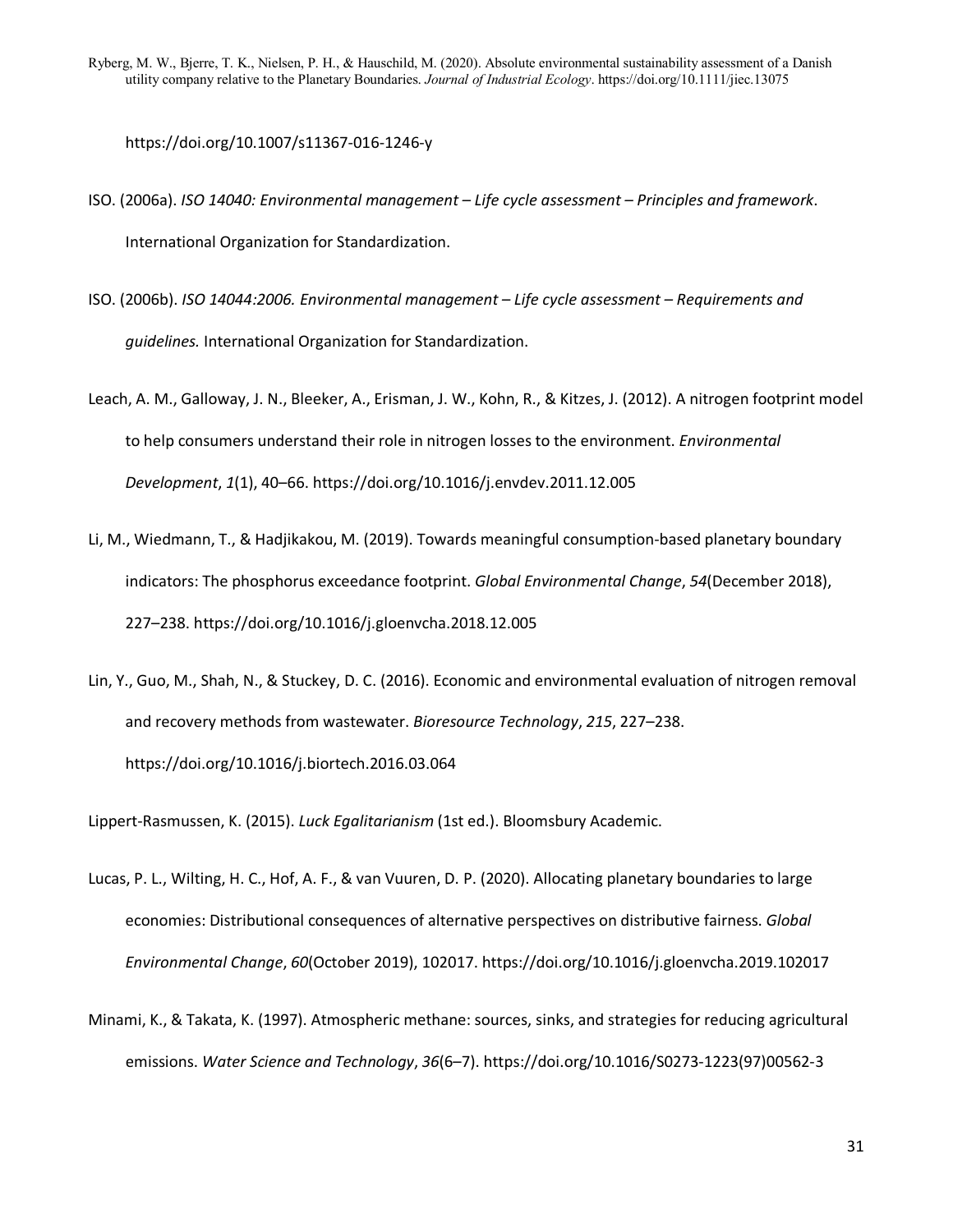https://doi.org/10.1007/s11367-016-1246-y

ISO. (2006a). *ISO 14040: Environmental management – Life cycle assessment – Principles and framework*. International Organization for Standardization.

ISO. (2006b). *ISO 14044:2006. Environmental management – Life cycle assessment – Requirements and guidelines.* International Organization for Standardization.

Leach, A. M., Galloway, J. N., Bleeker, A., Erisman, J. W., Kohn, R., & Kitzes, J. (2012). A nitrogen footprint model to help consumers understand their role in nitrogen losses to the environment. *Environmental Development*, *1*(1), 40–66. https://doi.org/10.1016/j.envdev.2011.12.005

Li, M., Wiedmann, T., & Hadjikakou, M. (2019). Towards meaningful consumption-based planetary boundary indicators: The phosphorus exceedance footprint. *Global Environmental Change*, *54*(December 2018), 227–238. https://doi.org/10.1016/j.gloenvcha.2018.12.005

Lin, Y., Guo, M., Shah, N., & Stuckey, D. C. (2016). Economic and environmental evaluation of nitrogen removal and recovery methods from wastewater. *Bioresource Technology*, *215*, 227–238. https://doi.org/10.1016/j.biortech.2016.03.064

Lippert-Rasmussen, K. (2015). *Luck Egalitarianism* (1st ed.). Bloomsbury Academic.

Lucas, P. L., Wilting, H. C., Hof, A. F., & van Vuuren, D. P. (2020). Allocating planetary boundaries to large economies: Distributional consequences of alternative perspectives on distributive fairness. *Global Environmental Change*, *60*(October 2019), 102017. https://doi.org/10.1016/j.gloenvcha.2019.102017

Minami, K., & Takata, K. (1997). Atmospheric methane: sources, sinks, and strategies for reducing agricultural emissions. *Water Science and Technology*, *36*(6–7). https://doi.org/10.1016/S0273-1223(97)00562-3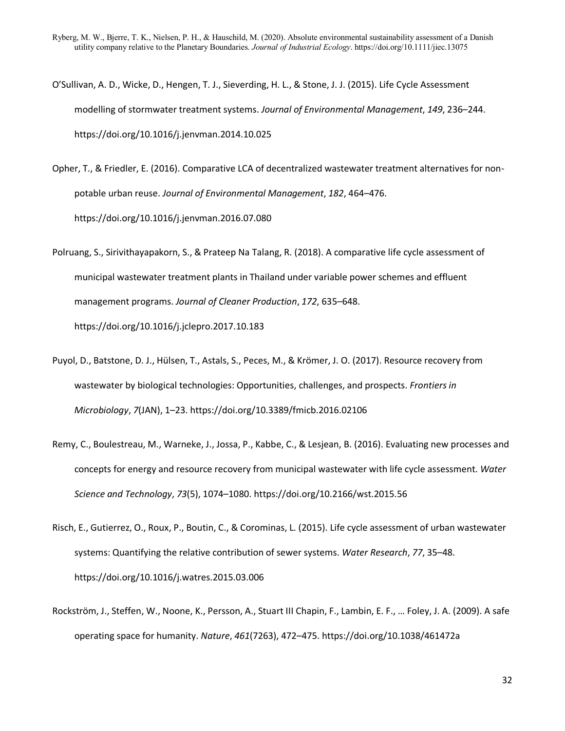O'Sullivan, A. D., Wicke, D., Hengen, T. J., Sieverding, H. L., & Stone, J. J. (2015). Life Cycle Assessment modelling of stormwater treatment systems. *Journal of Environmental Management*, *149*, 236–244. https://doi.org/10.1016/j.jenvman.2014.10.025

Opher, T., & Friedler, E. (2016). Comparative LCA of decentralized wastewater treatment alternatives for non-potable urban reuse. *Journal of Environmental Management*, *182*, 464–476. https://doi.org/10.1016/j.jenvman.2016.07.080

Polruang, S., Sirivithayapakorn, S., & Prateep Na Talang, R. (2018). A comparative life cycle assessment of municipal wastewater treatment plants in Thailand under variable power schemes and effluent management programs. *Journal of Cleaner Production*, *172*, 635–648. https://doi.org/10.1016/j.jclepro.2017.10.183

Puyol, D., Batstone, D. J., Hülsen, T., Astals, S., Peces, M., & Krömer, J. O. (2017). Resource recovery from wastewater by biological technologies: Opportunities, challenges, and prospects. *Frontiers in Microbiology*, *7*(JAN), 1–23. https://doi.org/10.3389/fmicb.2016.02106

Remy, C., Boulestreau, M., Warneke, J., Jossa, P., Kabbe, C., & Lesjean, B. (2016). Evaluating new processes and concepts for energy and resource recovery from municipal wastewater with life cycle assessment. *Water Science and Technology*, *73*(5), 1074–1080. https://doi.org/10.2166/wst.2015.56

Risch, E., Gutierrez, O., Roux, P., Boutin, C., & Corominas, L. (2015). Life cycle assessment of urban wastewater systems: Quantifying the relative contribution of sewer systems. *Water Research*, *77*, 35–48. https://doi.org/10.1016/j.watres.2015.03.006

Rockström, J., Steffen, W., Noone, K., Persson, A., Stuart III Chapin, F., Lambin, E. F., … Foley, J. A. (2009). A safe operating space for humanity. *Nature*, *461*(7263), 472–475. https://doi.org/10.1038/461472a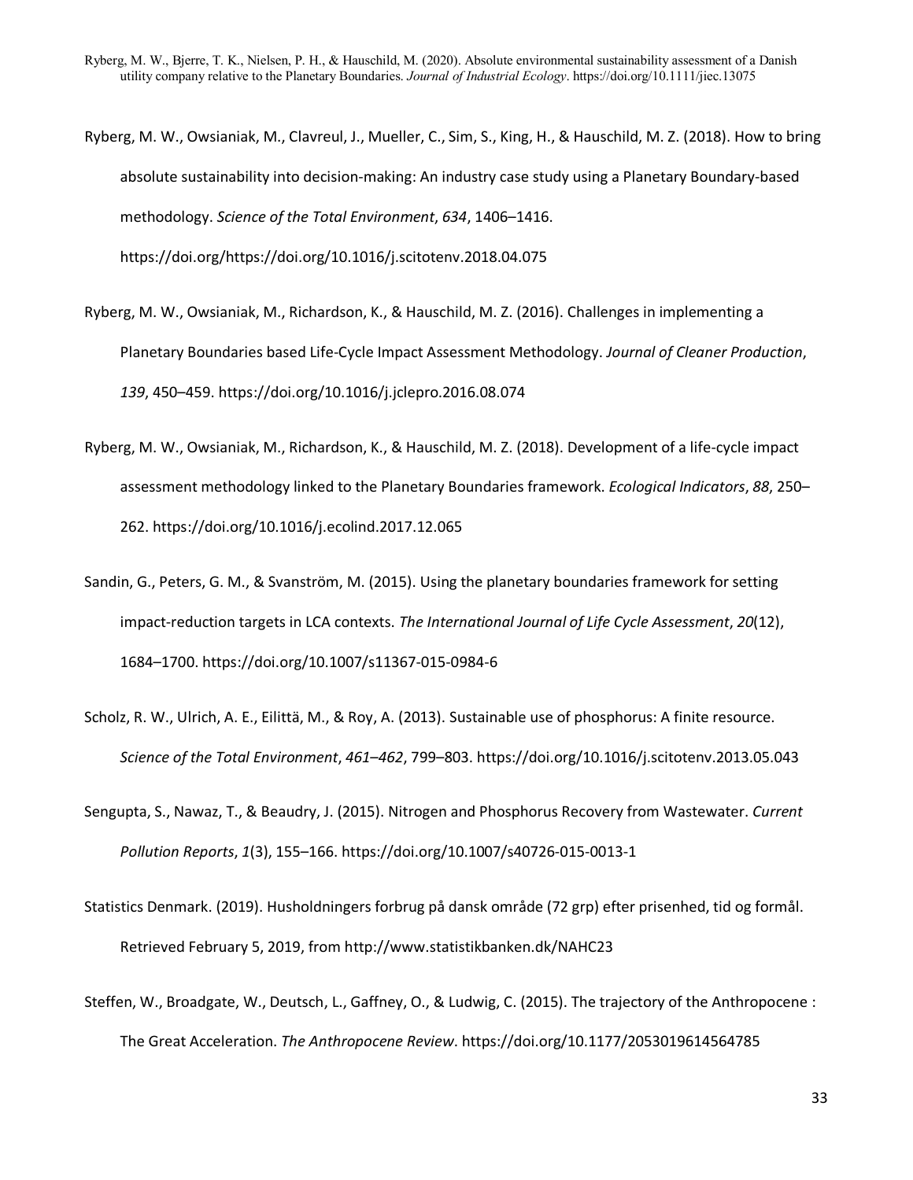Ryberg, M. W., Owsianiak, M., Clavreul, J., Mueller, C., Sim, S., King, H., & Hauschild, M. Z. (2018). How to bring absolute sustainability into decision-making: An industry case study using a Planetary Boundary-based methodology. *Science of the Total Environment*, *634*, 1406–1416. https://doi.org/https://doi.org/10.1016/j.scitotenv.2018.04.075

Ryberg, M. W., Owsianiak, M., Richardson, K., & Hauschild, M. Z. (2016). Challenges in implementing a Planetary Boundaries based Life-Cycle Impact Assessment Methodology. *Journal of Cleaner Production*, *139*, 450–459. https://doi.org/10.1016/j.jclepro.2016.08.074

Ryberg, M. W., Owsianiak, M., Richardson, K., & Hauschild, M. Z. (2018). Development of a life-cycle impact assessment methodology linked to the Planetary Boundaries framework. *Ecological Indicators*, *88*, 250–262. https://doi.org/10.1016/j.ecolind.2017.12.065

Sandin, G., Peters, G. M., & Svanström, M. (2015). Using the planetary boundaries framework for setting impact-reduction targets in LCA contexts. *The International Journal of Life Cycle Assessment*, *20*(12), 1684–1700. https://doi.org/10.1007/s11367-015-0984-6

Scholz, R. W., Ulrich, A. E., Eilittä, M., & Roy, A. (2013). Sustainable use of phosphorus: A finite resource. *Science of the Total Environment*, *461–462*, 799–803. https://doi.org/10.1016/j.scitotenv.2013.05.043

Sengupta, S., Nawaz, T., & Beaudry, J. (2015). Nitrogen and Phosphorus Recovery from Wastewater. *Current Pollution Reports*, *1*(3), 155–166. https://doi.org/10.1007/s40726-015-0013-1

Statistics Denmark. (2019). Husholdningers forbrug på dansk område (72 grp) efter prisenhed, tid og formål. Retrieved February 5, 2019, from http://www.statistikbanken.dk/NAHC23

Steffen, W., Broadgate, W., Deutsch, L., Gaffney, O., & Ludwig, C. (2015). The trajectory of the Anthropocene : The Great Acceleration. *The Anthropocene Review*. https://doi.org/10.1177/2053019614564785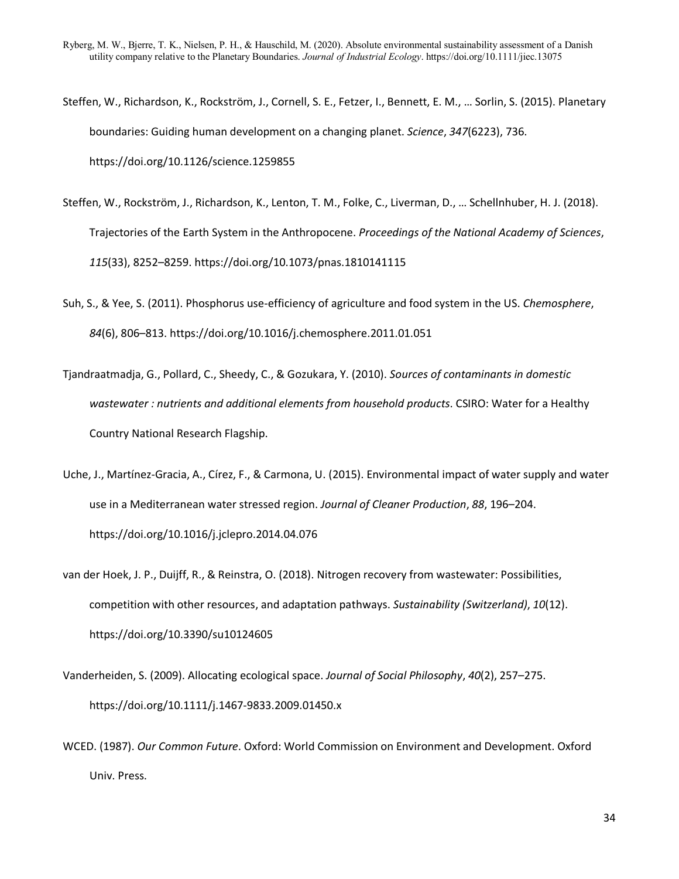Steffen, W., Richardson, K., Rockström, J., Cornell, S. E., Fetzer, I., Bennett, E. M., … Sorlin, S. (2015). Planetary boundaries: Guiding human development on a changing planet. *Science*, *347*(6223), 736. https://doi.org/10.1126/science.1259855

Steffen, W., Rockström, J., Richardson, K., Lenton, T. M., Folke, C., Liverman, D., … Schellnhuber, H. J. (2018). Trajectories of the Earth System in the Anthropocene. *Proceedings of the National Academy of Sciences*, *115*(33), 8252–8259. https://doi.org/10.1073/pnas.1810141115

Suh, S., & Yee, S. (2011). Phosphorus use-efficiency of agriculture and food system in the US. *Chemosphere*, *84*(6), 806–813. https://doi.org/10.1016/j.chemosphere.2011.01.051

Tjandraatmadja, G., Pollard, C., Sheedy, C., & Gozukara, Y. (2010). *Sources of contaminants in domestic wastewater : nutrients and additional elements from household products*. CSIRO: Water for a Healthy Country National Research Flagship.

Uche, J., Martínez-Gracia, A., Círez, F., & Carmona, U. (2015). Environmental impact of water supply and water use in a Mediterranean water stressed region. *Journal of Cleaner Production*, *88*, 196–204. https://doi.org/10.1016/j.jclepro.2014.04.076

van der Hoek, J. P., Duijff, R., & Reinstra, O. (2018). Nitrogen recovery from wastewater: Possibilities, competition with other resources, and adaptation pathways. *Sustainability (Switzerland)*, *10*(12). https://doi.org/10.3390/su10124605

Vanderheiden, S. (2009). Allocating ecological space. *Journal of Social Philosophy*, *40*(2), 257–275. https://doi.org/10.1111/j.1467-9833.2009.01450.x

WCED. (1987). *Our Common Future*. Oxford: World Commission on Environment and Development. Oxford Univ. Press.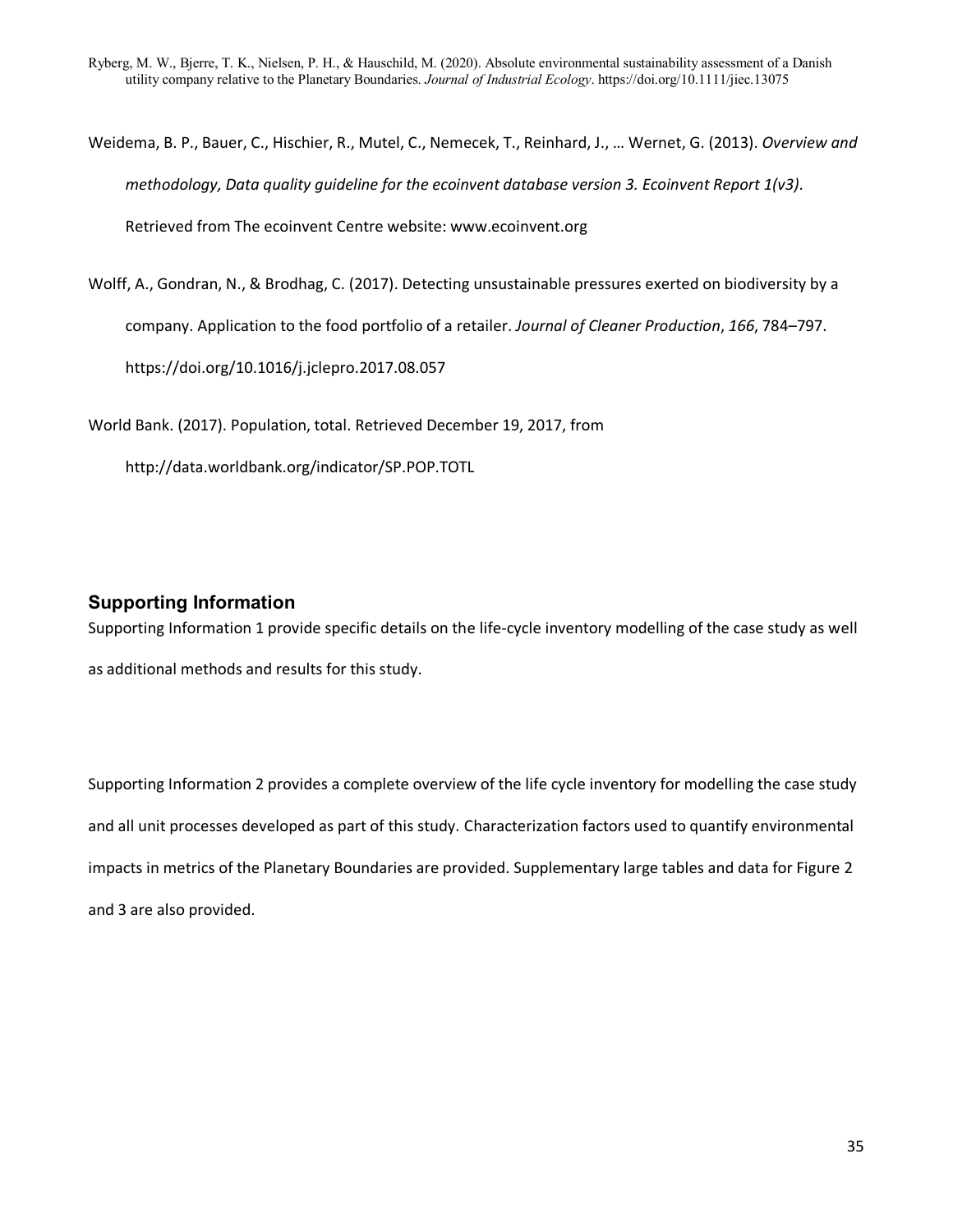Weidema, B. P., Bauer, C., Hischier, R., Mutel, C., Nemecek, T., Reinhard, J., … Wernet, G. (2013). *Overview and methodology, Data quality guideline for the ecoinvent database version 3. Ecoinvent Report 1(v3)*. Retrieved from The ecoinvent Centre website: www.ecoinvent.org

Wolff, A., Gondran, N., & Brodhag, C. (2017). Detecting unsustainable pressures exerted on biodiversity by a company. Application to the food portfolio of a retailer. *Journal of Cleaner Production*, *166*, 784–797. https://doi.org/10.1016/j.jclepro.2017.08.057

World Bank. (2017). Population, total. Retrieved December 19, 2017, from http://data.worldbank.org/indicator/SP.POP.TOTL

## Supporting Information

Supporting Information 1 provide specific details on the life-cycle inventory modelling of the case study as well as additional methods and results for this study.

Supporting Information 2 provides a complete overview of the life cycle inventory for modelling the case study and all unit processes developed as part of this study. Characterization factors used to quantify environmental impacts in metrics of the Planetary Boundaries are provided. Supplementary large tables and data for Figure 2 and 3 are also provided.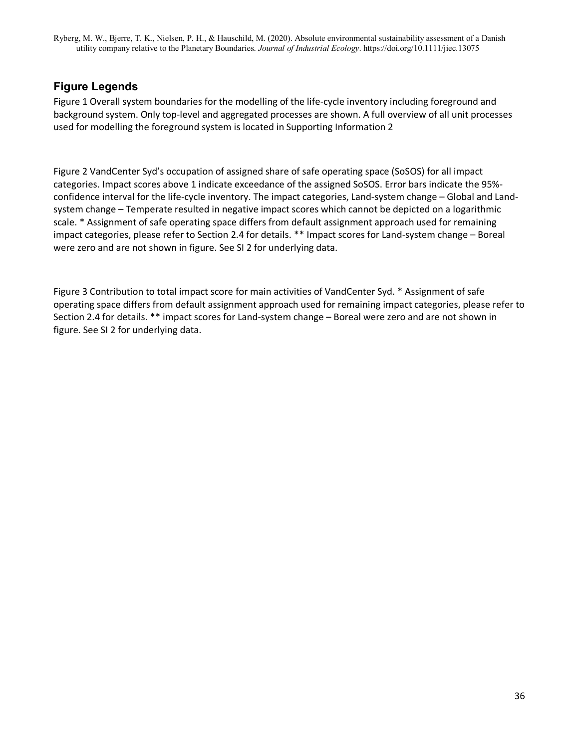## Figure Legends

Figure 1 Overall system boundaries for the modelling of the life-cycle inventory including foreground and background system. Only top-level and aggregated processes are shown. A full overview of all unit processes used for modelling the foreground system is located in Supporting Information 2

Figure 2 VandCenter Syd's occupation of assigned share of safe operating space (SoSOS) for all impact categories. Impact scores above 1 indicate exceedance of the assigned SoSOS. Error bars indicate the 95%-confidence interval for the life-cycle inventory. The impact categories, Land-system change – Global and Land-system change – Temperate resulted in negative impact scores which cannot be depicted on a logarithmic scale. * Assignment of safe operating space differs from default assignment approach used for remaining impact categories, please refer to Section 2.4 for details. ** Impact scores for Land-system change – Boreal were zero and are not shown in figure. See SI 2 for underlying data.

Figure 3 Contribution to total impact score for main activities of VandCenter Syd. * Assignment of safe operating space differs from default assignment approach used for remaining impact categories, please refer to Section 2.4 for details. ** impact scores for Land-system change – Boreal were zero and are not shown in figure. See SI 2 for underlying data.